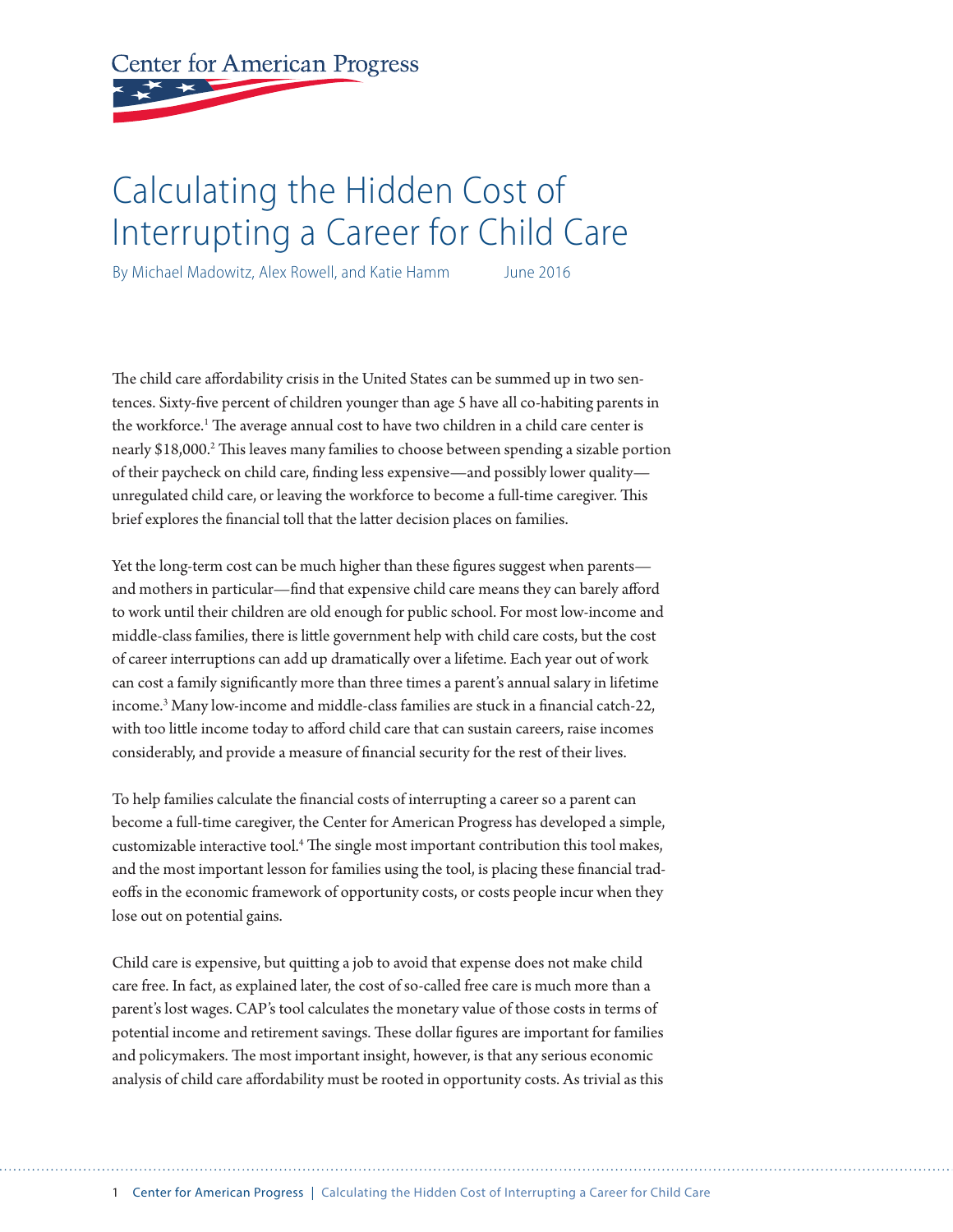Center for American Progress

# Calculating the Hidden Cost of Interrupting a Career for Child Care

By Michael Madowitz, Alex Rowell, and Katie Hamm June 2016

The child care affordability crisis in the United States can be summed up in two sentences. Sixty-five percent of children younger than age 5 have all co-habiting parents in the workforce.[1] The average annual cost to have two children in a child care center is nearly $18,000.[2] This leaves many families to choose between spending a sizable portion of their paycheck on child care, finding less expensive—and possibly lower quality—unregulated child care, or leaving the workforce to become a full-time caregiver. This brief explores the financial toll that the latter decision places on families.

Yet the long-term cost can be much higher than these figures suggest when parents—and mothers in particular—find that expensive child care means they can barely afford to work until their children are old enough for public school. For most low-income and middle-class families, there is little government help with child care costs, but the cost of career interruptions can add up dramatically over a lifetime. Each year out of work can cost a family significantly more than three times a parent's annual salary in lifetime income.[3] Many low-income and middle-class families are stuck in a financial catch-22, with too little income today to afford child care that can sustain careers, raise incomes considerably, and provide a measure of financial security for the rest of their lives.

To help families calculate the financial costs of interrupting a career so a parent can become a full-time caregiver, the Center for American Progress has developed a simple, customizable interactive tool.[4] The single most important contribution this tool makes, and the most important lesson for families using the tool, is placing these financial tradeoffs in the economic framework of opportunity costs, or costs people incur when they lose out on potential gains.

Child care is expensive, but quitting a job to avoid that expense does not make child care free. In fact, as explained later, the cost of so-called free care is much more than a parent's lost wages. CAP's tool calculates the monetary value of those costs in terms of potential income and retirement savings. These dollar figures are important for families and policymakers. The most important insight, however, is that any serious economic analysis of child care affordability must be rooted in opportunity costs. As trivial as this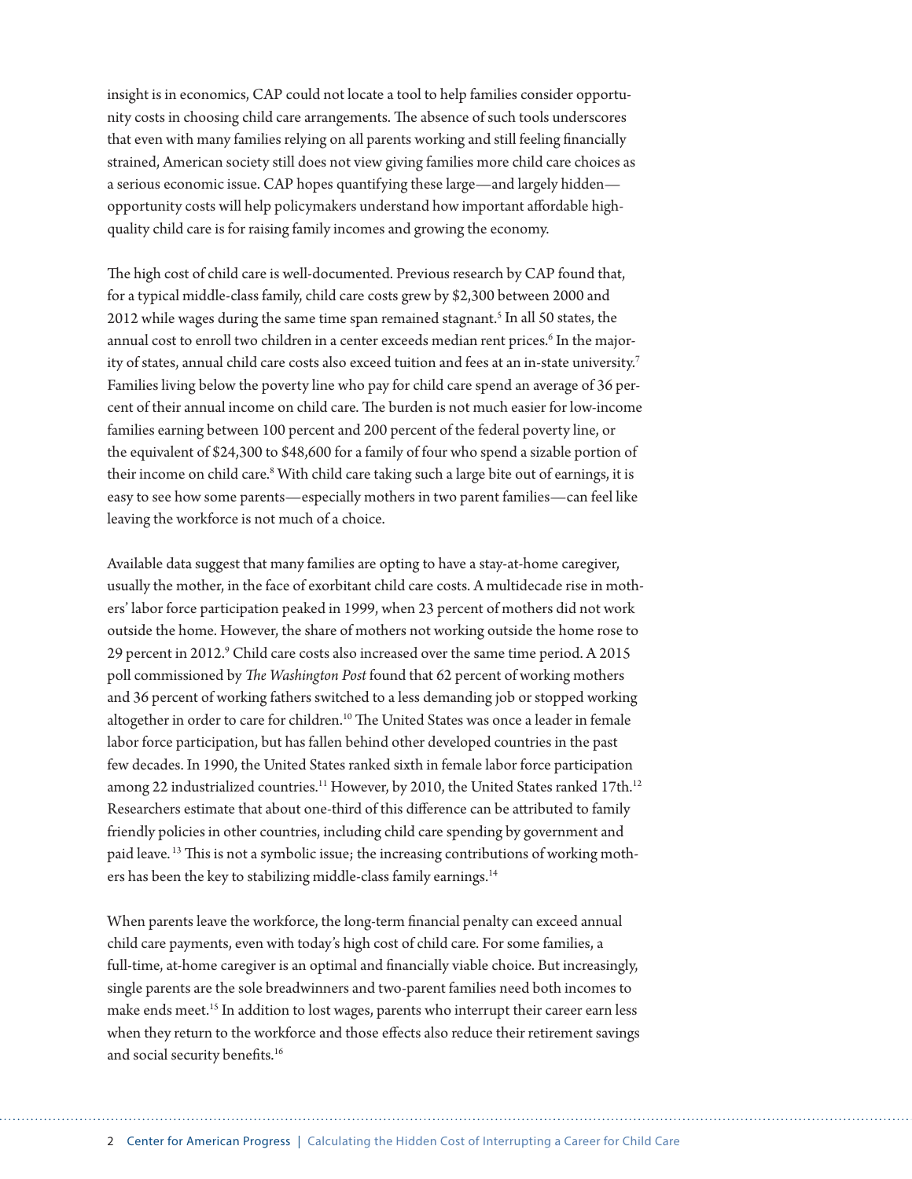insight is in economics, CAP could not locate a tool to help families consider opportunity costs in choosing child care arrangements. The absence of such tools underscores that even with many families relying on all parents working and still feeling financially strained, American society still does not view giving families more child care choices as a serious economic issue. CAP hopes quantifying these large—and largely hidden—opportunity costs will help policymakers understand how important affordable high-quality child care is for raising family incomes and growing the economy.

The high cost of child care is well-documented. Previous research by CAP found that, for a typical middle-class family, child care costs grew by $2,300 between 2000 and 2012 while wages during the same time span remained stagnant.[5] In all 50 states, the annual cost to enroll two children in a center exceeds median rent prices.[6] In the majority of states, annual child care costs also exceed tuition and fees at an in-state university.[7] Families living below the poverty line who pay for child care spend an average of 36 percent of their annual income on child care. The burden is not much easier for low-income families earning between 100 percent and 200 percent of the federal poverty line, or the equivalent of $24,300 to $48,600 for a family of four who spend a sizable portion of their income on child care.[8] With child care taking such a large bite out of earnings, it is easy to see how some parents—especially mothers in two parent families—can feel like leaving the workforce is not much of a choice.

Available data suggest that many families are opting to have a stay-at-home caregiver, usually the mother, in the face of exorbitant child care costs. A multidecade rise in mothers' labor force participation peaked in 1999, when 23 percent of mothers did not work outside the home. However, the share of mothers not working outside the home rose to 29 percent in 2012.[9] Child care costs also increased over the same time period. A 2015 poll commissioned by *The Washington Post* found that 62 percent of working mothers and 36 percent of working fathers switched to a less demanding job or stopped working altogether in order to care for children.[10] The United States was once a leader in female labor force participation, but has fallen behind other developed countries in the past few decades. In 1990, the United States ranked sixth in female labor force participation among 22 industrialized countries.[11] However, by 2010, the United States ranked 17th.[12] Researchers estimate that about one-third of this difference can be attributed to family friendly policies in other countries, including child care spending by government and paid leave.[13] This is not a symbolic issue; the increasing contributions of working mothers has been the key to stabilizing middle-class family earnings.[14]

When parents leave the workforce, the long-term financial penalty can exceed annual child care payments, even with today's high cost of child care. For some families, a full-time, at-home caregiver is an optimal and financially viable choice. But increasingly, single parents are the sole breadwinners and two-parent families need both incomes to make ends meet.[15] In addition to lost wages, parents who interrupt their career earn less when they return to the workforce and those effects also reduce their retirement savings and social security benefits.[16]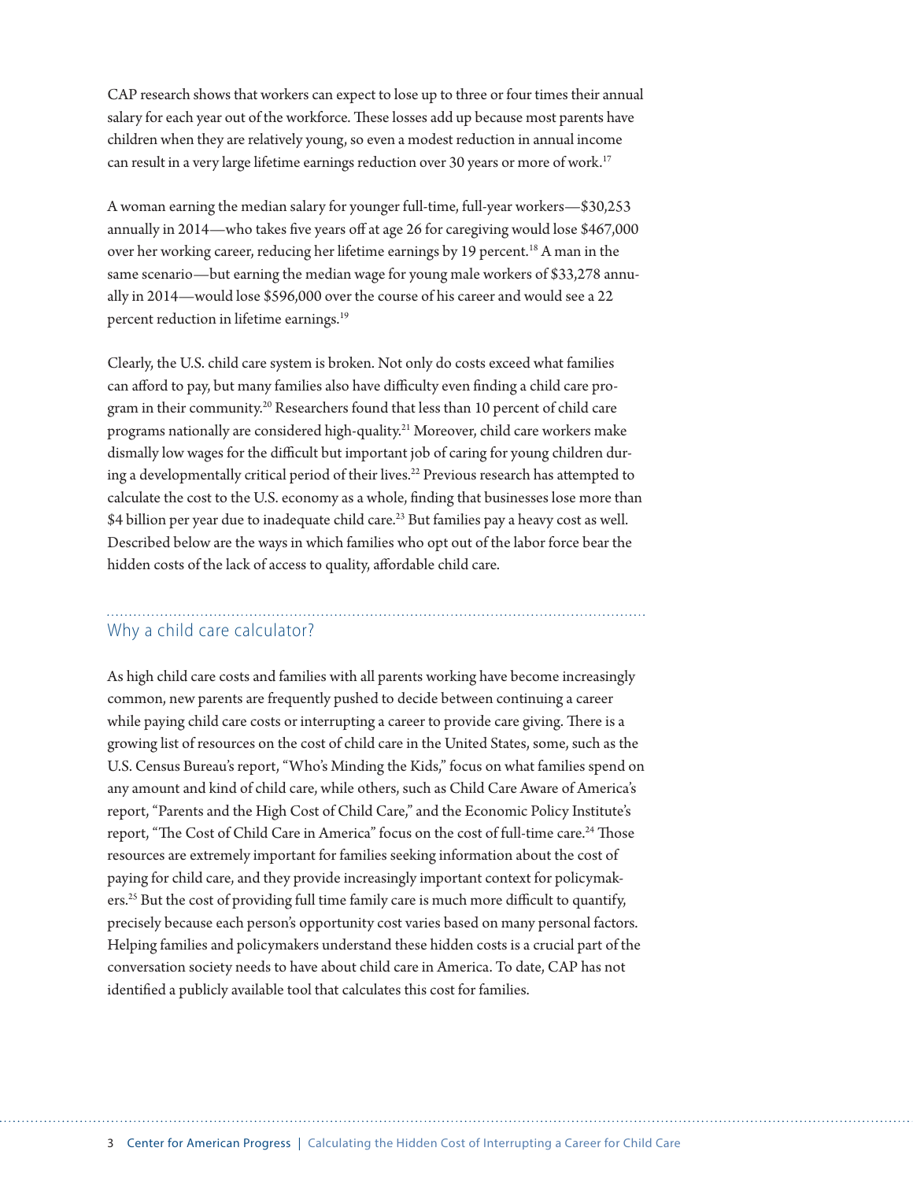CAP research shows that workers can expect to lose up to three or four times their annual salary for each year out of the workforce. These losses add up because most parents have children when they are relatively young, so even a modest reduction in annual income can result in a very large lifetime earnings reduction over 30 years or more of work.[17]

A woman earning the median salary for younger full-time, full-year workers—$30,253 annually in 2014—who takes five years off at age 26 for caregiving would lose $467,000 over her working career, reducing her lifetime earnings by 19 percent.[18] A man in the same scenario—but earning the median wage for young male workers of $33,278 annually in 2014—would lose $596,000 over the course of his career and would see a 22 percent reduction in lifetime earnings.[19]

Clearly, the U.S. child care system is broken. Not only do costs exceed what families can afford to pay, but many families also have difficulty even finding a child care program in their community.[20] Researchers found that less than 10 percent of child care programs nationally are considered high-quality.[21] Moreover, child care workers make dismally low wages for the difficult but important job of caring for young children during a developmentally critical period of their lives.[22] Previous research has attempted to calculate the cost to the U.S. economy as a whole, finding that businesses lose more than $4 billion per year due to inadequate child care.[23] But families pay a heavy cost as well. Described below are the ways in which families who opt out of the labor force bear the hidden costs of the lack of access to quality, affordable child care.

## Why a child care calculator?

As high child care costs and families with all parents working have become increasingly common, new parents are frequently pushed to decide between continuing a career while paying child care costs or interrupting a career to provide care giving. There is a growing list of resources on the cost of child care in the United States, some, such as the U.S. Census Bureau's report, "Who's Minding the Kids," focus on what families spend on any amount and kind of child care, while others, such as Child Care Aware of America's report, "Parents and the High Cost of Child Care," and the Economic Policy Institute's report, "The Cost of Child Care in America" focus on the cost of full-time care.[24] Those resources are extremely important for families seeking information about the cost of paying for child care, and they provide increasingly important context for policymakers.[25] But the cost of providing full time family care is much more difficult to quantify, precisely because each person's opportunity cost varies based on many personal factors. Helping families and policymakers understand these hidden costs is a crucial part of the conversation society needs to have about child care in America. To date, CAP has not identified a publicly available tool that calculates this cost for families.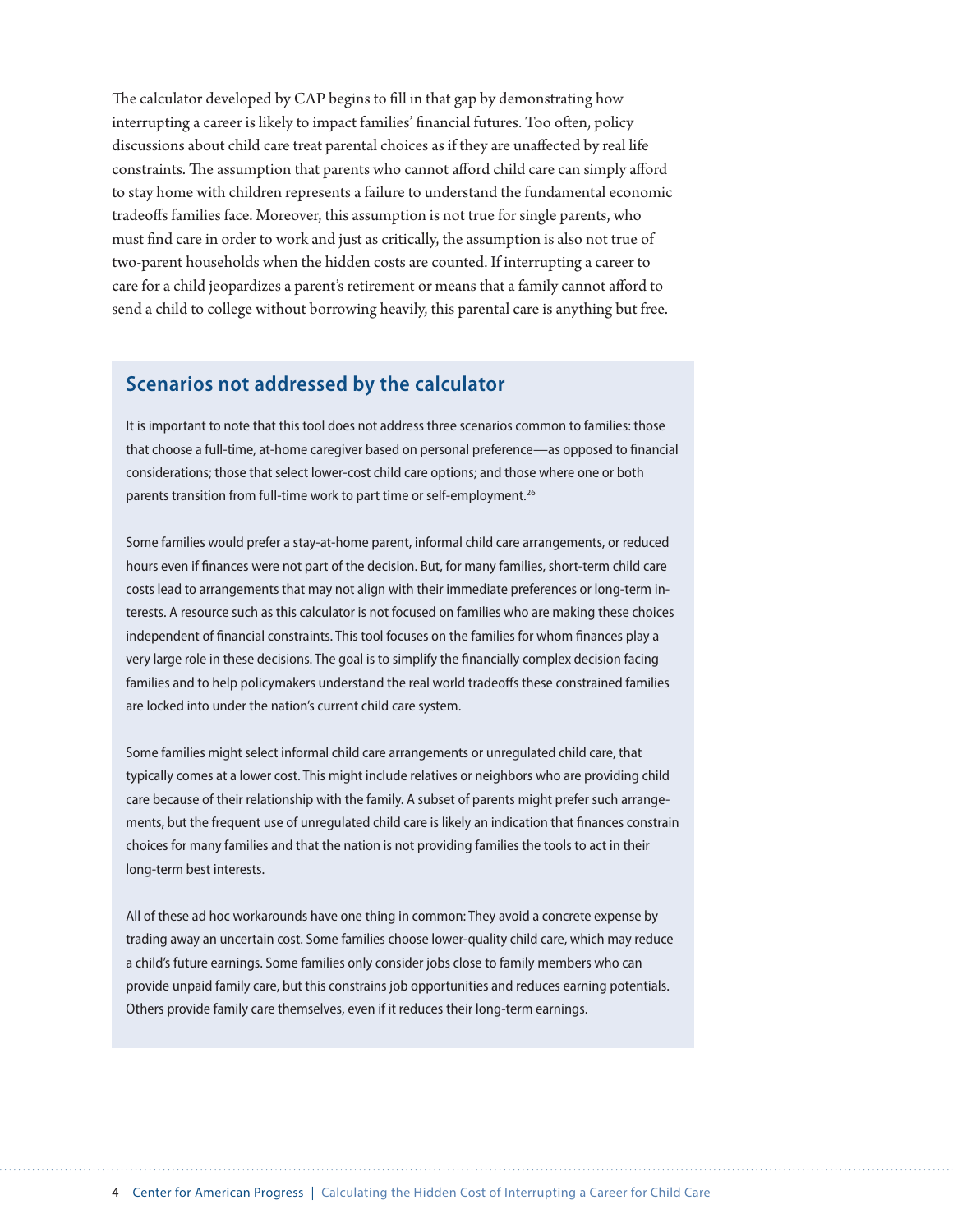The calculator developed by CAP begins to fill in that gap by demonstrating how interrupting a career is likely to impact families' financial futures. Too often, policy discussions about child care treat parental choices as if they are unaffected by real life constraints. The assumption that parents who cannot afford child care can simply afford to stay home with children represents a failure to understand the fundamental economic tradeoffs families face. Moreover, this assumption is not true for single parents, who must find care in order to work and just as critically, the assumption is also not true of two-parent households when the hidden costs are counted. If interrupting a career to care for a child jeopardizes a parent's retirement or means that a family cannot afford to send a child to college without borrowing heavily, this parental care is anything but free.

## Scenarios not addressed by the calculator

It is important to note that this tool does not address three scenarios common to families: those that choose a full-time, at-home caregiver based on personal preference—as opposed to financial considerations; those that select lower-cost child care options; and those where one or both parents transition from full-time work to part time or self-employment.[26]

Some families would prefer a stay-at-home parent, informal child care arrangements, or reduced hours even if finances were not part of the decision. But, for many families, short-term child care costs lead to arrangements that may not align with their immediate preferences or long-term interests. A resource such as this calculator is not focused on families who are making these choices independent of financial constraints. This tool focuses on the families for whom finances play a very large role in these decisions. The goal is to simplify the financially complex decision facing families and to help policymakers understand the real world tradeoffs these constrained families are locked into under the nation's current child care system.

Some families might select informal child care arrangements or unregulated child care, that typically comes at a lower cost. This might include relatives or neighbors who are providing child care because of their relationship with the family. A subset of parents might prefer such arrangements, but the frequent use of unregulated child care is likely an indication that finances constrain choices for many families and that the nation is not providing families the tools to act in their long-term best interests.

All of these ad hoc workarounds have one thing in common: They avoid a concrete expense by trading away an uncertain cost. Some families choose lower-quality child care, which may reduce a child's future earnings. Some families only consider jobs close to family members who can provide unpaid family care, but this constrains job opportunities and reduces earning potentials. Others provide family care themselves, even if it reduces their long-term earnings.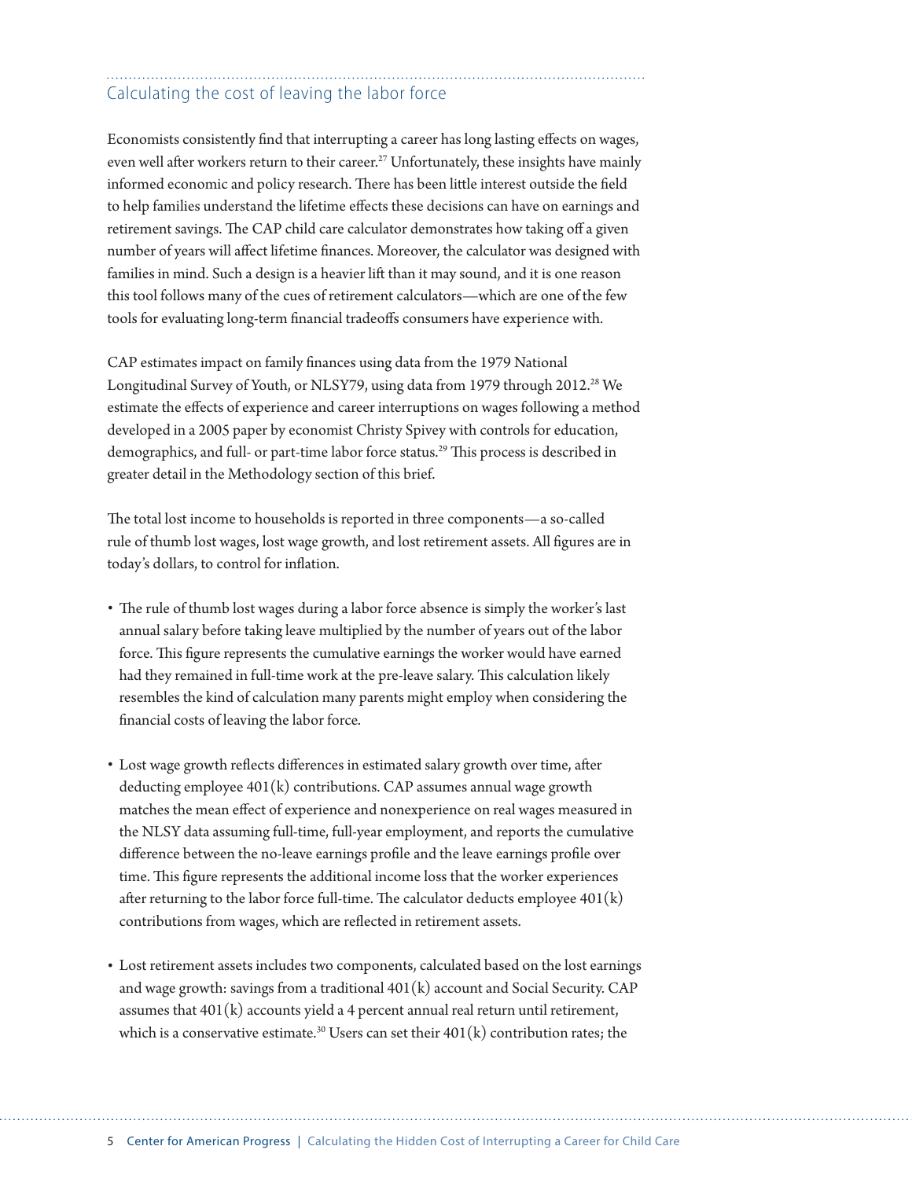## Calculating the cost of leaving the labor force

Economists consistently find that interrupting a career has long lasting effects on wages, even well after workers return to their career.[27] Unfortunately, these insights have mainly informed economic and policy research. There has been little interest outside the field to help families understand the lifetime effects these decisions can have on earnings and retirement savings. The CAP child care calculator demonstrates how taking off a given number of years will affect lifetime finances. Moreover, the calculator was designed with families in mind. Such a design is a heavier lift than it may sound, and it is one reason this tool follows many of the cues of retirement calculators—which are one of the few tools for evaluating long-term financial tradeoffs consumers have experience with.

CAP estimates impact on family finances using data from the 1979 National Longitudinal Survey of Youth, or NLSY79, using data from 1979 through 2012.[28] We estimate the effects of experience and career interruptions on wages following a method developed in a 2005 paper by economist Christy Spivey with controls for education, demographics, and full- or part-time labor force status.[29] This process is described in greater detail in the Methodology section of this brief.

The total lost income to households is reported in three components—a so-called rule of thumb lost wages, lost wage growth, and lost retirement assets. All figures are in today's dollars, to control for inflation.

- The rule of thumb lost wages during a labor force absence is simply the worker's last annual salary before taking leave multiplied by the number of years out of the labor force. This figure represents the cumulative earnings the worker would have earned had they remained in full-time work at the pre-leave salary. This calculation likely resembles the kind of calculation many parents might employ when considering the financial costs of leaving the labor force.
- Lost wage growth reflects differences in estimated salary growth over time, after deducting employee 401(k) contributions. CAP assumes annual wage growth matches the mean effect of experience and nonexperience on real wages measured in the NLSY data assuming full-time, full-year employment, and reports the cumulative difference between the no-leave earnings profile and the leave earnings profile over time. This figure represents the additional income loss that the worker experiences after returning to the labor force full-time. The calculator deducts employee 401(k) contributions from wages, which are reflected in retirement assets.
- Lost retirement assets includes two components, calculated based on the lost earnings and wage growth: savings from a traditional 401(k) account and Social Security. CAP assumes that 401(k) accounts yield a 4 percent annual real return until retirement, which is a conservative estimate.[30] Users can set their 401(k) contribution rates; the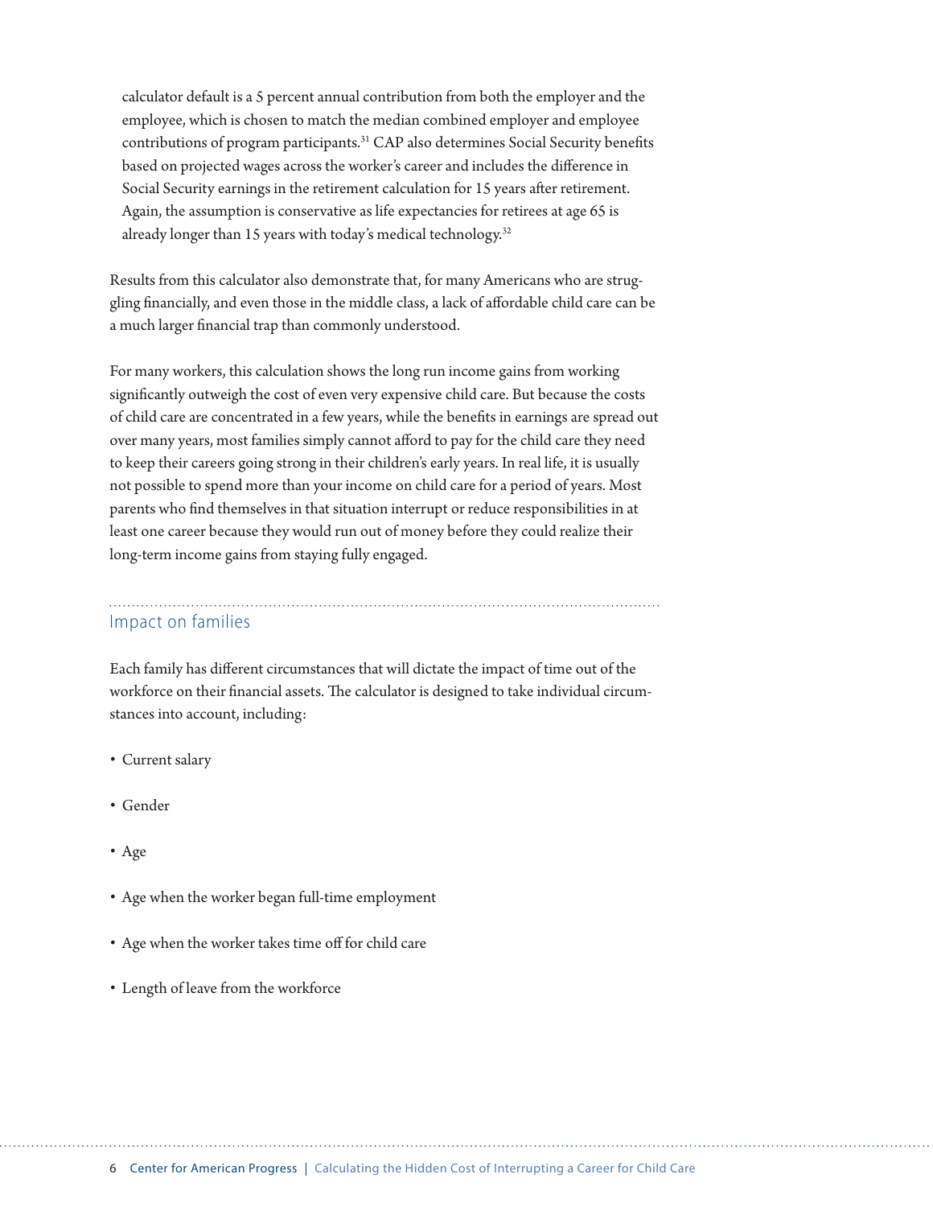calculator default is a 5 percent annual contribution from both the employer and the employee, which is chosen to match the median combined employer and employee contributions of program participants.[31] CAP also determines Social Security benefits based on projected wages across the worker's career and includes the difference in Social Security earnings in the retirement calculation for 15 years after retirement. Again, the assumption is conservative as life expectancies for retirees at age 65 is already longer than 15 years with today's medical technology.[32]

Results from this calculator also demonstrate that, for many Americans who are struggling financially, and even those in the middle class, a lack of affordable child care can be a much larger financial trap than commonly understood.

For many workers, this calculation shows the long run income gains from working significantly outweigh the cost of even very expensive child care. But because the costs of child care are concentrated in a few years, while the benefits in earnings are spread out over many years, most families simply cannot afford to pay for the child care they need to keep their careers going strong in their children's early years. In real life, it is usually not possible to spend more than your income on child care for a period of years. Most parents who find themselves in that situation interrupt or reduce responsibilities in at least one career because they would run out of money before they could realize their long-term income gains from staying fully engaged.

## Impact on families

Each family has different circumstances that will dictate the impact of time out of the workforce on their financial assets. The calculator is designed to take individual circumstances into account, including:

- Current salary
- Gender
- Age
- Age when the worker began full-time employment
- Age when the worker takes time off for child care
- Length of leave from the workforce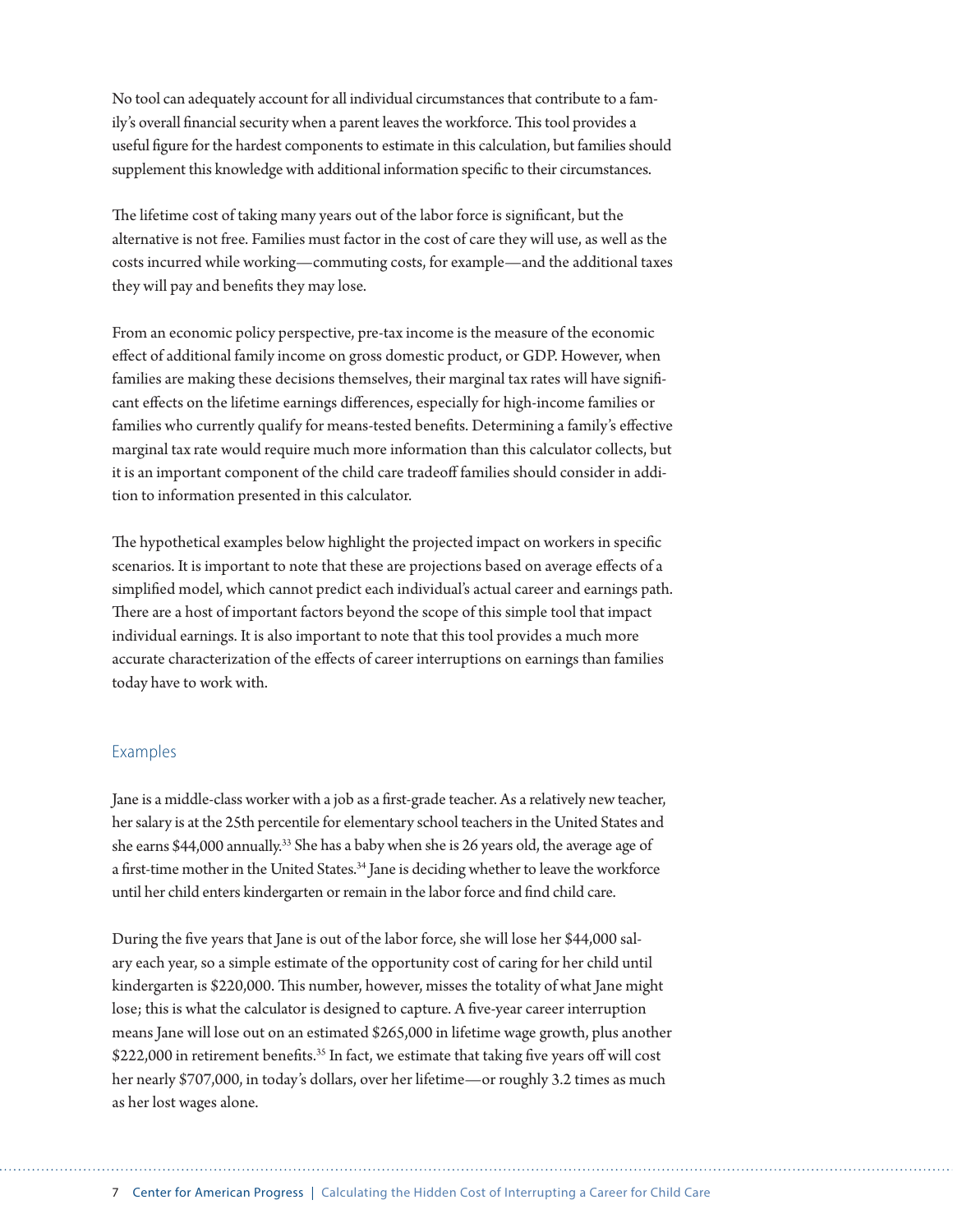No tool can adequately account for all individual circumstances that contribute to a family's overall financial security when a parent leaves the workforce. This tool provides a useful figure for the hardest components to estimate in this calculation, but families should supplement this knowledge with additional information specific to their circumstances.

The lifetime cost of taking many years out of the labor force is significant, but the alternative is not free. Families must factor in the cost of care they will use, as well as the costs incurred while working—commuting costs, for example—and the additional taxes they will pay and benefits they may lose.

From an economic policy perspective, pre-tax income is the measure of the economic effect of additional family income on gross domestic product, or GDP. However, when families are making these decisions themselves, their marginal tax rates will have significant effects on the lifetime earnings differences, especially for high-income families or families who currently qualify for means-tested benefits. Determining a family's effective marginal tax rate would require much more information than this calculator collects, but it is an important component of the child care tradeoff families should consider in addition to information presented in this calculator.

The hypothetical examples below highlight the projected impact on workers in specific scenarios. It is important to note that these are projections based on average effects of a simplified model, which cannot predict each individual's actual career and earnings path. There are a host of important factors beyond the scope of this simple tool that impact individual earnings. It is also important to note that this tool provides a much more accurate characterization of the effects of career interruptions on earnings than families today have to work with.

## Examples

Jane is a middle-class worker with a job as a first-grade teacher. As a relatively new teacher, her salary is at the 25th percentile for elementary school teachers in the United States and she earns $44,000 annually.[33] She has a baby when she is 26 years old, the average age of a first-time mother in the United States.[34] Jane is deciding whether to leave the workforce until her child enters kindergarten or remain in the labor force and find child care.

During the five years that Jane is out of the labor force, she will lose her $44,000 salary each year, so a simple estimate of the opportunity cost of caring for her child until kindergarten is $220,000. This number, however, misses the totality of what Jane might lose; this is what the calculator is designed to capture. A five-year career interruption means Jane will lose out on an estimated $265,000 in lifetime wage growth, plus another $222,000 in retirement benefits.[35] In fact, we estimate that taking five years off will cost her nearly $707,000, in today's dollars, over her lifetime—or roughly 3.2 times as much as her lost wages alone.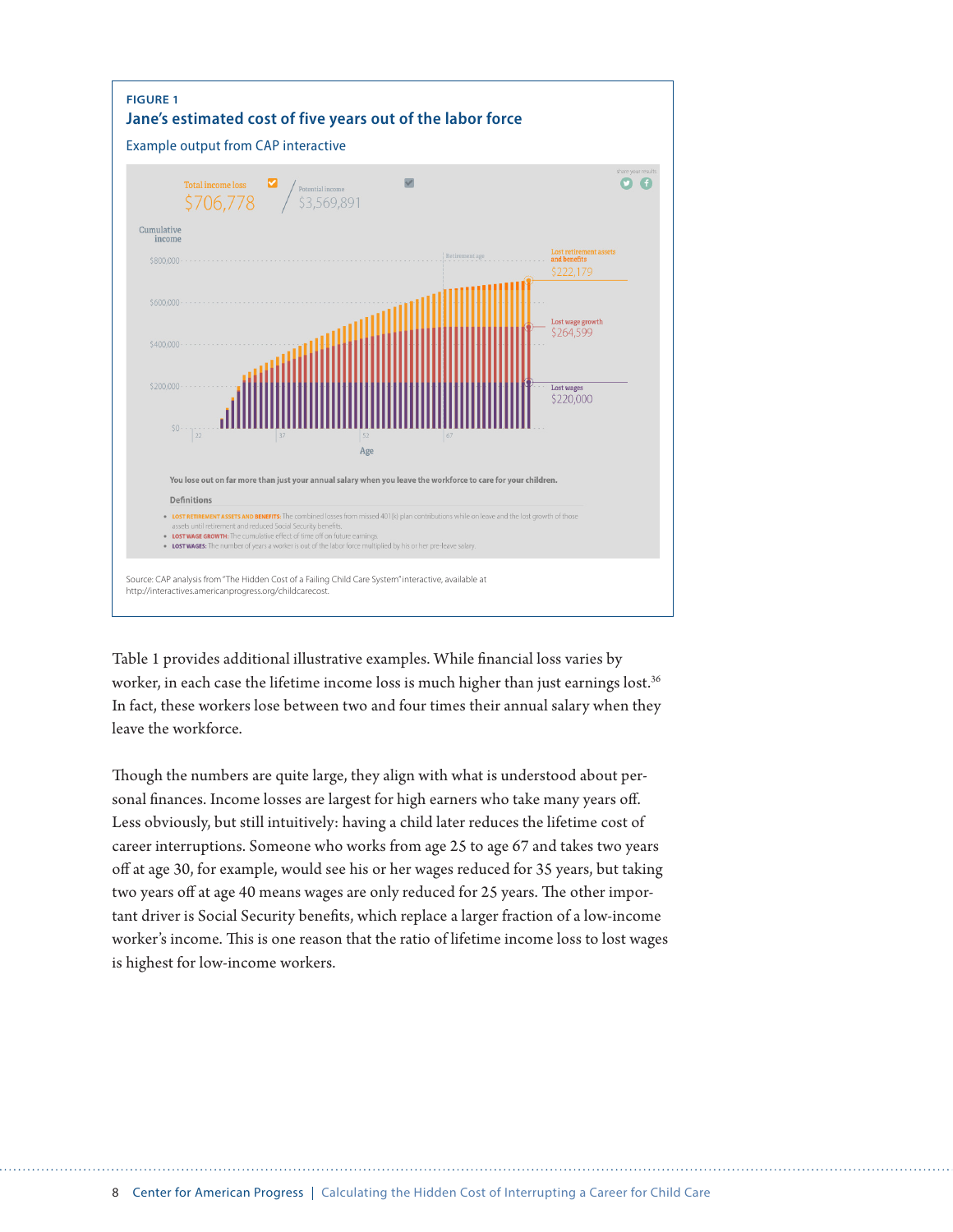FIGURE 1

**Jane's estimated cost of five years out of the labor force**

Example output from CAP interactive

Total income loss $706,778 / Potential income $3,569,891

Cumulative income

Lost retirement assets and benefits $222,179

Lost wage growth $264,599

Lost wages $220,000

Age

**You lose out on far more than just your annual salary when you leave the workforce to care for your children.**

**Definitions**

- **LOST RETIREMENT ASSETS AND BENEFITS:** The combined losses from missed 401(k) plan contributions while on leave and the lost growth of those assets until retirement and reduced Social Security benefits.
- **LOST WAGE GROWTH:** The cumulative effect of time off on future earnings.
- **LOST WAGES:** The number of years a worker is out of the labor force multiplied by his or her pre-leave salary.

Source: CAP analysis from "The Hidden Cost of a Failing Child Care System" interactive, available at http://interactives.americanprogress.org/childcarecost.

Table 1 provides additional illustrative examples. While financial loss varies by worker, in each case the lifetime income loss is much higher than just earnings lost.[36] In fact, these workers lose between two and four times their annual salary when they leave the workforce.

Though the numbers are quite large, they align with what is understood about personal finances. Income losses are largest for high earners who take many years off. Less obviously, but still intuitively: having a child later reduces the lifetime cost of career interruptions. Someone who works from age 25 to age 67 and takes two years off at age 30, for example, would see his or her wages reduced for 35 years, but taking two years off at age 40 means wages are only reduced for 25 years. The other important driver is Social Security benefits, which replace a larger fraction of a low-income worker's income. This is one reason that the ratio of lifetime income loss to lost wages is highest for low-income workers.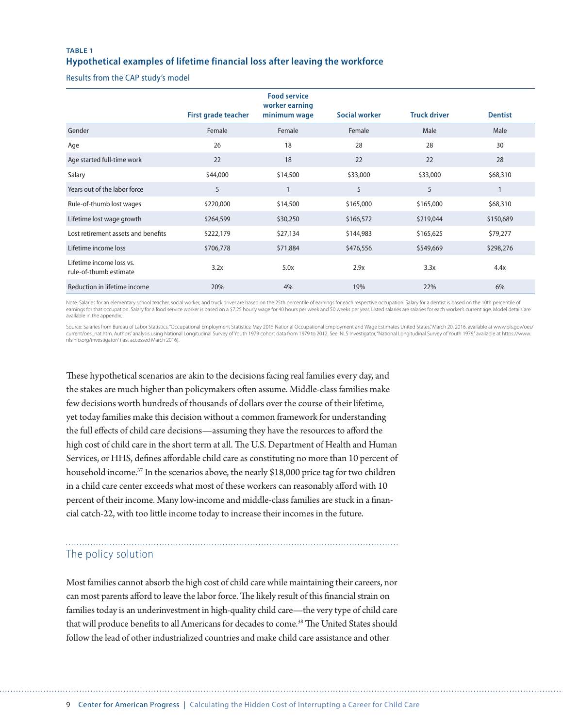**TABLE 1**

**Hypothetical examples of lifetime financial loss after leaving the workforce**

Results from the CAP study's model

| | First grade teacher | Food service worker earning minimum wage | Social worker | Truck driver | Dentist |
|---|---|---|---|---|---|
| Gender | Female | Female | Female | Male | Male |
| Age | 26 | 18 | 28 | 28 | 30 |
| Age started full-time work | 22 | 18 | 22 | 22 | 28 |
| Salary | $44,000 | $14,500 | $33,000 | $33,000 | $68,310 |
| Years out of the labor force | 5 | 1 | 5 | 5 | 1 |
| Rule-of-thumb lost wages | $220,000 | $14,500 | $165,000 | $165,000 | $68,310 |
| Lifetime lost wage growth | $264,599 | $30,250 | $166,572 | $219,044 | $150,689 |
| Lost retirement assets and benefits | $222,179 | $27,134 | $144,983 | $165,625 | $79,277 |
| Lifetime income loss | $706,778 | $71,884 | $476,556 | $549,669 | $298,276 |
| Lifetime income loss vs. rule-of-thumb estimate | 3.2x | 5.0x | 2.9x | 3.3x | 4.4x |
| Reduction in lifetime income | 20% | 4% | 19% | 22% | 6% |

Note: Salaries for an elementary school teacher, social worker, and truck driver are based on the 25th percentile of earnings for each respective occupation. Salary for a dentist is based on the 10th percentile of earnings for that occupation. Salary for a food service worker is based on a $7.25 hourly wage for 40 hours per week and 50 weeks per year. Listed salaries are salaries for each worker's current age. Model details are available in the appendix.

Source: Salaries from Bureau of Labor Statistics, "Occupational Employment Statistics: May 2015 National Occupational Employment and Wage Estimates United States," March 20, 2016, available at www.bls.gov/oes/current/oes_nat.htm. Authors' analysis using National Longitudinal Survey of Youth 1979 cohort data from 1979 to 2012. See: NLS Investigator, "National Longitudinal Survey of Youth 1979," available at https://www.nlsinfo.org/investigator/ (last accessed March 2016).

These hypothetical scenarios are akin to the decisions facing real families every day, and the stakes are much higher than policymakers often assume. Middle-class families make few decisions worth hundreds of thousands of dollars over the course of their lifetime, yet today families make this decision without a common framework for understanding the full effects of child care decisions—assuming they have the resources to afford the high cost of child care in the short term at all. The U.S. Department of Health and Human Services, or HHS, defines affordable child care as constituting no more than 10 percent of household income.[37] In the scenarios above, the nearly $18,000 price tag for two children in a child care center exceeds what most of these workers can reasonably afford with 10 percent of their income. Many low-income and middle-class families are stuck in a financial catch-22, with too little income today to increase their incomes in the future.

## The policy solution

Most families cannot absorb the high cost of child care while maintaining their careers, nor can most parents afford to leave the labor force. The likely result of this financial strain on families today is an underinvestment in high-quality child care—the very type of child care that will produce benefits to all Americans for decades to come.[38] The United States should follow the lead of other industrialized countries and make child care assistance and other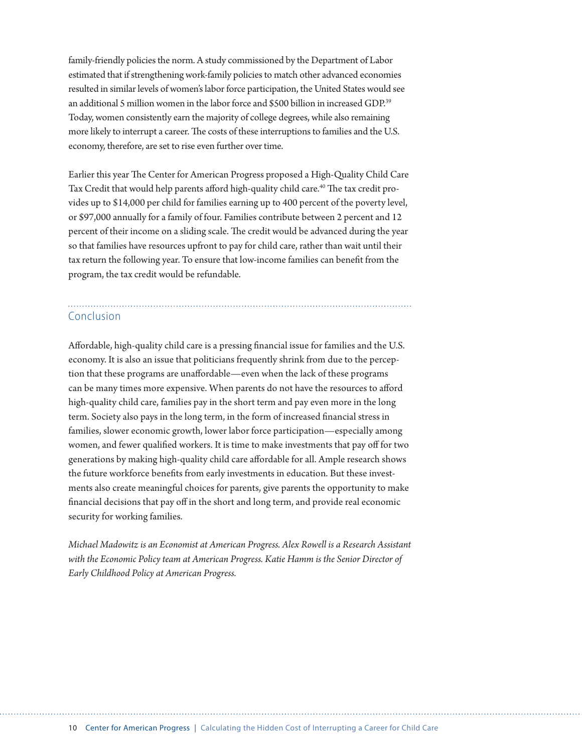family-friendly policies the norm. A study commissioned by the Department of Labor estimated that if strengthening work-family policies to match other advanced economies resulted in similar levels of women's labor force participation, the United States would see an additional 5 million women in the labor force and $500 billion in increased GDP.[39] Today, women consistently earn the majority of college degrees, while also remaining more likely to interrupt a career. The costs of these interruptions to families and the U.S. economy, therefore, are set to rise even further over time.

Earlier this year The Center for American Progress proposed a High-Quality Child Care Tax Credit that would help parents afford high-quality child care.[40] The tax credit provides up to $14,000 per child for families earning up to 400 percent of the poverty level, or $97,000 annually for a family of four. Families contribute between 2 percent and 12 percent of their income on a sliding scale. The credit would be advanced during the year so that families have resources upfront to pay for child care, rather than wait until their tax return the following year. To ensure that low-income families can benefit from the program, the tax credit would be refundable.

## Conclusion

Affordable, high-quality child care is a pressing financial issue for families and the U.S. economy. It is also an issue that politicians frequently shrink from due to the perception that these programs are unaffordable—even when the lack of these programs can be many times more expensive. When parents do not have the resources to afford high-quality child care, families pay in the short term and pay even more in the long term. Society also pays in the long term, in the form of increased financial stress in families, slower economic growth, lower labor force participation—especially among women, and fewer qualified workers. It is time to make investments that pay off for two generations by making high-quality child care affordable for all. Ample research shows the future workforce benefits from early investments in education. But these investments also create meaningful choices for parents, give parents the opportunity to make financial decisions that pay off in the short and long term, and provide real economic security for working families.

*Michael Madowitz is an Economist at American Progress. Alex Rowell is a Research Assistant with the Economic Policy team at American Progress. Katie Hamm is the Senior Director of Early Childhood Policy at American Progress.*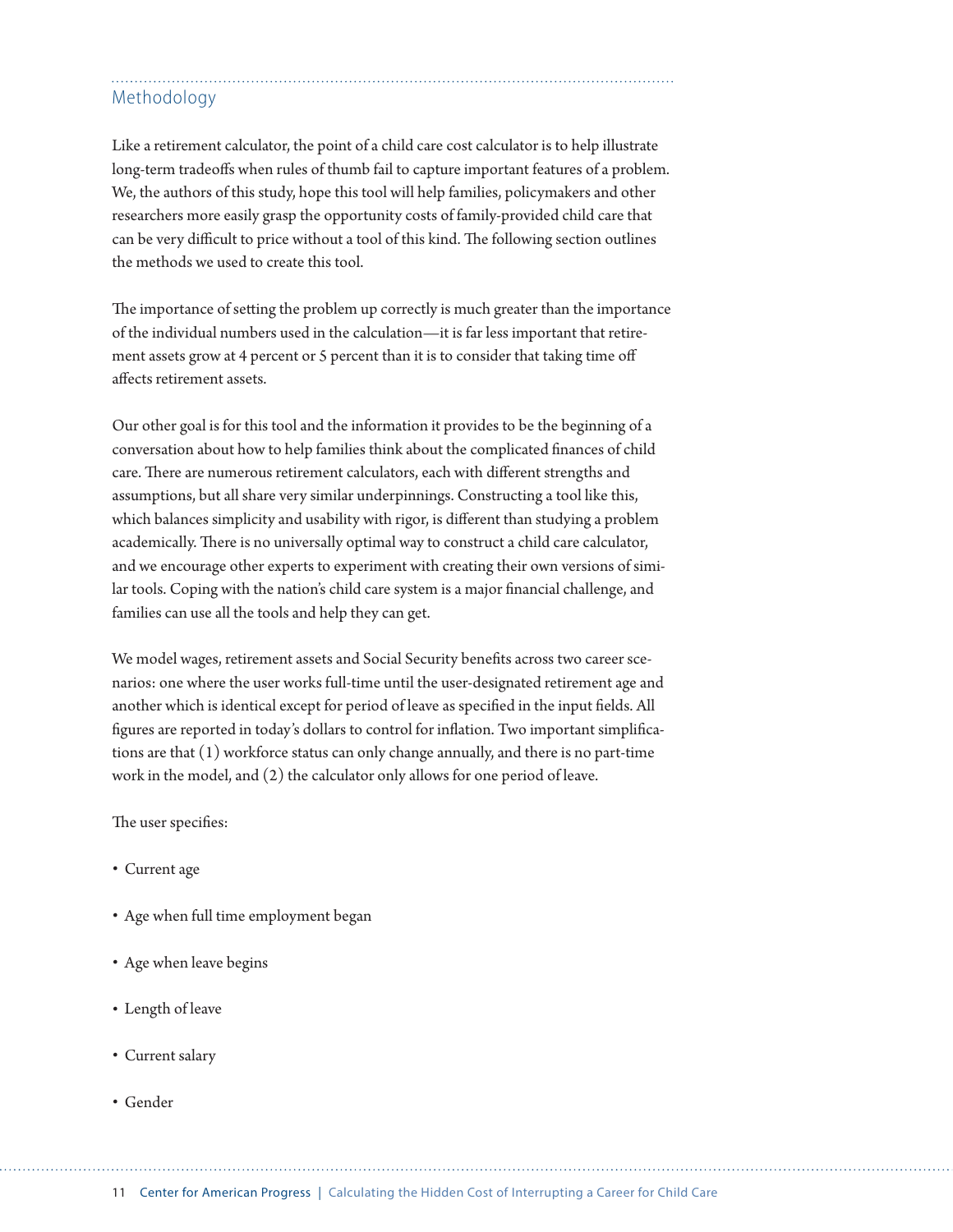## Methodology

Like a retirement calculator, the point of a child care cost calculator is to help illustrate long-term tradeoffs when rules of thumb fail to capture important features of a problem. We, the authors of this study, hope this tool will help families, policymakers and other researchers more easily grasp the opportunity costs of family-provided child care that can be very difficult to price without a tool of this kind. The following section outlines the methods we used to create this tool.

The importance of setting the problem up correctly is much greater than the importance of the individual numbers used in the calculation—it is far less important that retirement assets grow at 4 percent or 5 percent than it is to consider that taking time off affects retirement assets.

Our other goal is for this tool and the information it provides to be the beginning of a conversation about how to help families think about the complicated finances of child care. There are numerous retirement calculators, each with different strengths and assumptions, but all share very similar underpinnings. Constructing a tool like this, which balances simplicity and usability with rigor, is different than studying a problem academically. There is no universally optimal way to construct a child care calculator, and we encourage other experts to experiment with creating their own versions of similar tools. Coping with the nation's child care system is a major financial challenge, and families can use all the tools and help they can get.

We model wages, retirement assets and Social Security benefits across two career scenarios: one where the user works full-time until the user-designated retirement age and another which is identical except for period of leave as specified in the input fields. All figures are reported in today's dollars to control for inflation. Two important simplifications are that (1) workforce status can only change annually, and there is no part-time work in the model, and (2) the calculator only allows for one period of leave.

The user specifies:

- Current age
- Age when full time employment began
- Age when leave begins
- Length of leave
- Current salary
- Gender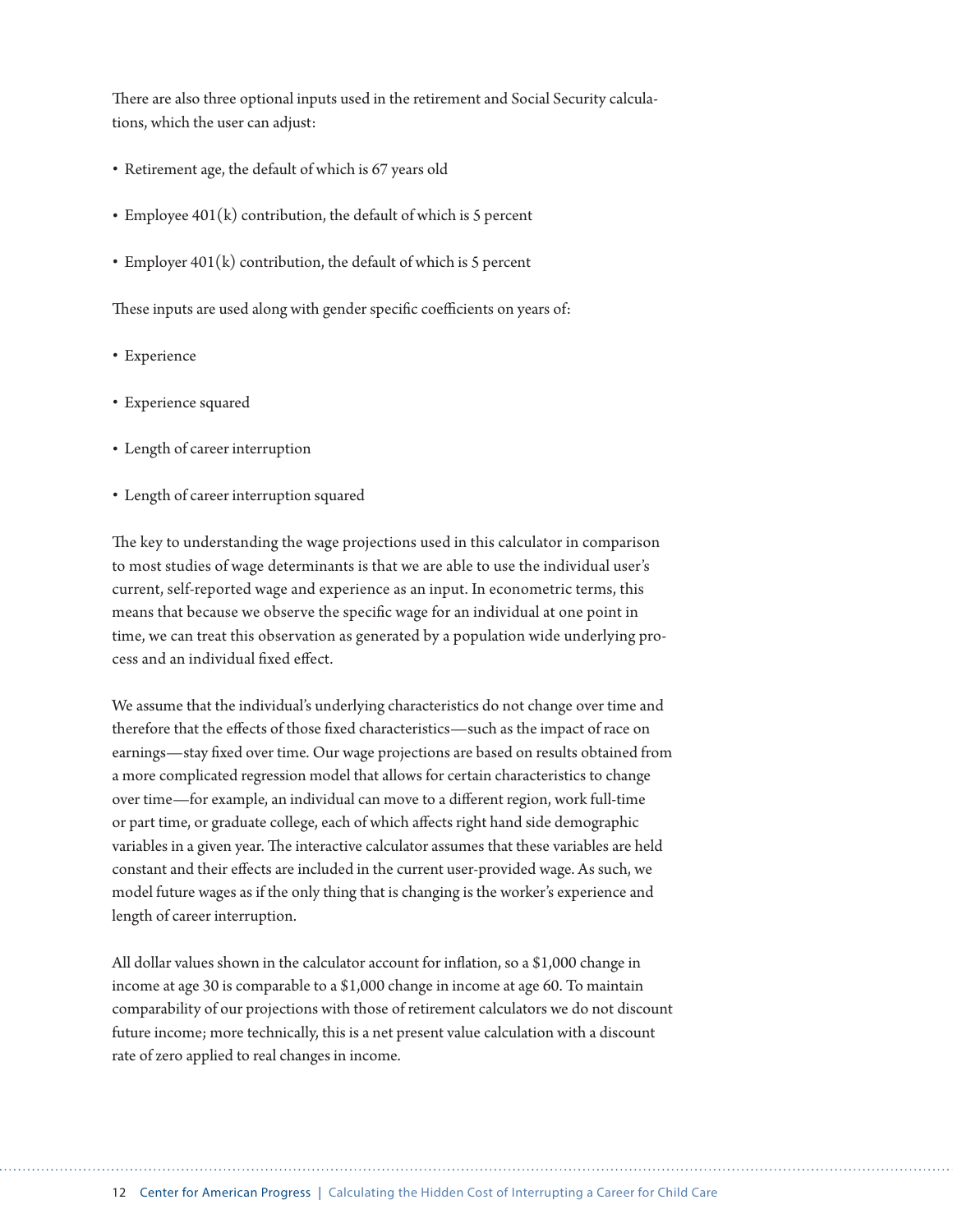There are also three optional inputs used in the retirement and Social Security calculations, which the user can adjust:

- Retirement age, the default of which is 67 years old
- Employee 401(k) contribution, the default of which is 5 percent
- Employer 401(k) contribution, the default of which is 5 percent

These inputs are used along with gender specific coefficients on years of:

- Experience
- Experience squared
- Length of career interruption
- Length of career interruption squared

The key to understanding the wage projections used in this calculator in comparison to most studies of wage determinants is that we are able to use the individual user's current, self-reported wage and experience as an input. In econometric terms, this means that because we observe the specific wage for an individual at one point in time, we can treat this observation as generated by a population wide underlying process and an individual fixed effect.

We assume that the individual's underlying characteristics do not change over time and therefore that the effects of those fixed characteristics—such as the impact of race on earnings—stay fixed over time. Our wage projections are based on results obtained from a more complicated regression model that allows for certain characteristics to change over time—for example, an individual can move to a different region, work full-time or part time, or graduate college, each of which affects right hand side demographic variables in a given year. The interactive calculator assumes that these variables are held constant and their effects are included in the current user-provided wage. As such, we model future wages as if the only thing that is changing is the worker's experience and length of career interruption.

All dollar values shown in the calculator account for inflation, so a $1,000 change in income at age 30 is comparable to a $1,000 change in income at age 60. To maintain comparability of our projections with those of retirement calculators we do not discount future income; more technically, this is a net present value calculation with a discount rate of zero applied to real changes in income.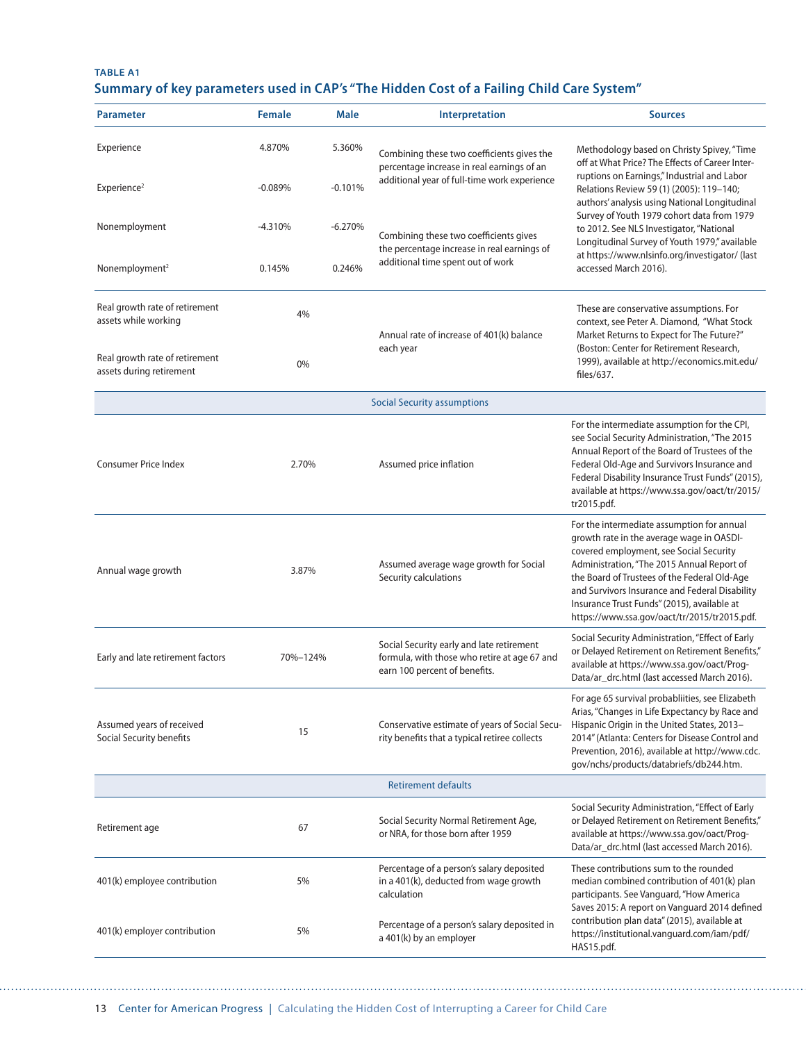**TABLE A1**

## Summary of key parameters used in CAP's "The Hidden Cost of a Failing Child Care System"

| Parameter | Female | Male | Interpretation | Sources |
|---|---|---|---|---|
| Experience | 4.870% | 5.360% | Combining these two coefficients gives the percentage increase in real earnings of an additional year of full-time work experience | Methodology based on Christy Spivey, "Time off at What Price? The Effects of Career Interruptions on Earnings," Industrial and Labor Relations Review 59 (1) (2005): 119–140; authors' analysis using National Longitudinal Survey of Youth 1979 cohort data from 1979 to 2012. See NLS Investigator, "National Longitudinal Survey of Youth 1979," available at https://www.nlsinfo.org/investigator/ (last accessed March 2016). |
| Experience$^2$ | -0.089% | -0.101% | | |
| Nonemployment | -4.310% | -6.270% | Combining these two coefficients gives the percentage increase in real earnings of additional time spent out of work | |
| Nonemployment$^2$ | 0.145% | 0.246% | | |
| Real growth rate of retirement assets while working | 4% | | Annual rate of increase of 401(k) balance each year | These are conservative assumptions. For context, see Peter A. Diamond, "What Stock Market Returns to Expect for The Future?" (Boston: Center for Retirement Research, 1999), available at http://economics.mit.edu/files/637. |
| Real growth rate of retirement assets during retirement | 0% | | | |
| **Social Security assumptions** | | | | |
| Consumer Price Index | 2.70% | | Assumed price inflation | For the intermediate assumption for the CPI, see Social Security Administration, "The 2015 Annual Report of the Board of Trustees of the Federal Old-Age and Survivors Insurance and Federal Disability Insurance Trust Funds" (2015), available at https://www.ssa.gov/oact/tr/2015/tr2015.pdf. |
| Annual wage growth | 3.87% | | Assumed average wage growth for Social Security calculations | For the intermediate assumption for annual growth rate in the average wage in OASDI-covered employment, see Social Security Administration, "The 2015 Annual Report of the Board of Trustees of the Federal Old-Age and Survivors Insurance and Federal Disability Insurance Trust Funds" (2015), available at https://www.ssa.gov/oact/tr/2015/tr2015.pdf. |
| Early and late retirement factors | 70%–124% | | Social Security early and late retirement formula, with those who retire at age 67 and earn 100 percent of benefits. | Social Security Administration, "Effect of Early or Delayed Retirement on Retirement Benefits," available at https://www.ssa.gov/oact/ProgData/ar_drc.html (last accessed March 2016). |
| Assumed years of received Social Security benefits | 15 | | Conservative estimate of years of Social Security benefits that a typical retiree collects | For age 65 survival probabliities, see Elizabeth Arias, "Changes in Life Expectancy by Race and Hispanic Origin in the United States, 2013–2014" (Atlanta: Centers for Disease Control and Prevention, 2016), available at http://www.cdc.gov/nchs/products/databriefs/db244.htm. |
| **Retirement defaults** | | | | |
| Retirement age | 67 | | Social Security Normal Retirement Age, or NRA, for those born after 1959 | Social Security Administration, "Effect of Early or Delayed Retirement on Retirement Benefits," available at https://www.ssa.gov/oact/ProgData/ar_drc.html (last accessed March 2016). |
| 401(k) employee contribution | 5% | | Percentage of a person's salary deposited in a 401(k), deducted from wage growth calculation | These contributions sum to the rounded median combined contribution of 401(k) plan participants. See Vanguard, "How America Saves 2015: A report on Vanguard 2014 defined contribution plan data" (2015), available at https://institutional.vanguard.com/iam/pdf/HAS15.pdf. |
| 401(k) employer contribution | 5% | | Percentage of a person's salary deposited in a 401(k) by an employer | |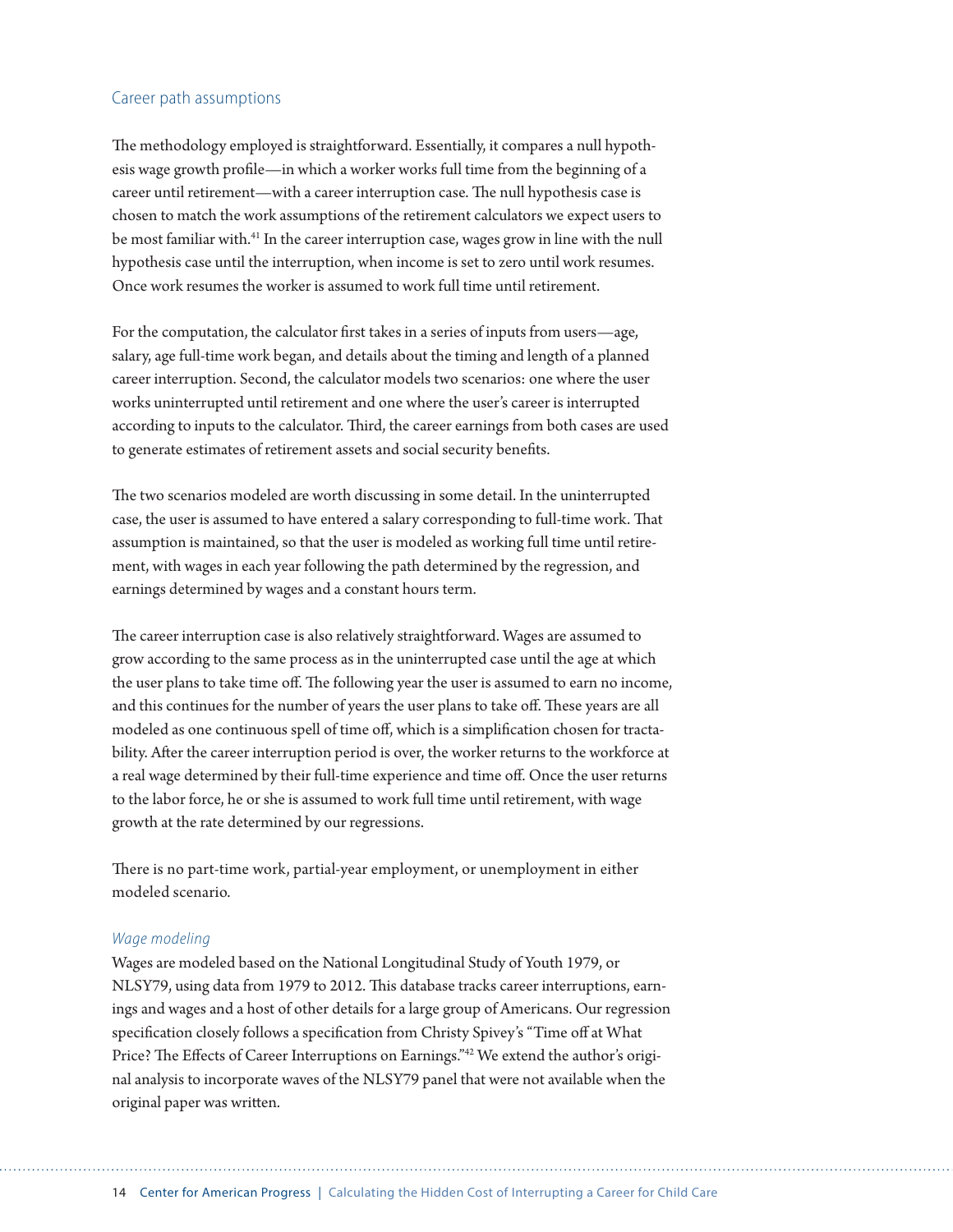## Career path assumptions

The methodology employed is straightforward. Essentially, it compares a null hypothesis wage growth profile—in which a worker works full time from the beginning of a career until retirement—with a career interruption case. The null hypothesis case is chosen to match the work assumptions of the retirement calculators we expect users to be most familiar with.[41] In the career interruption case, wages grow in line with the null hypothesis case until the interruption, when income is set to zero until work resumes. Once work resumes the worker is assumed to work full time until retirement.

For the computation, the calculator first takes in a series of inputs from users—age, salary, age full-time work began, and details about the timing and length of a planned career interruption. Second, the calculator models two scenarios: one where the user works uninterrupted until retirement and one where the user's career is interrupted according to inputs to the calculator. Third, the career earnings from both cases are used to generate estimates of retirement assets and social security benefits.

The two scenarios modeled are worth discussing in some detail. In the uninterrupted case, the user is assumed to have entered a salary corresponding to full-time work. That assumption is maintained, so that the user is modeled as working full time until retirement, with wages in each year following the path determined by the regression, and earnings determined by wages and a constant hours term.

The career interruption case is also relatively straightforward. Wages are assumed to grow according to the same process as in the uninterrupted case until the age at which the user plans to take time off. The following year the user is assumed to earn no income, and this continues for the number of years the user plans to take off. These years are all modeled as one continuous spell of time off, which is a simplification chosen for tractability. After the career interruption period is over, the worker returns to the workforce at a real wage determined by their full-time experience and time off. Once the user returns to the labor force, he or she is assumed to work full time until retirement, with wage growth at the rate determined by our regressions.

There is no part-time work, partial-year employment, or unemployment in either modeled scenario.

### *Wage modeling*

Wages are modeled based on the National Longitudinal Study of Youth 1979, or NLSY79, using data from 1979 to 2012. This database tracks career interruptions, earnings and wages and a host of other details for a large group of Americans. Our regression specification closely follows a specification from Christy Spivey's "Time off at What Price? The Effects of Career Interruptions on Earnings."[42] We extend the author's original analysis to incorporate waves of the NLSY79 panel that were not available when the original paper was written.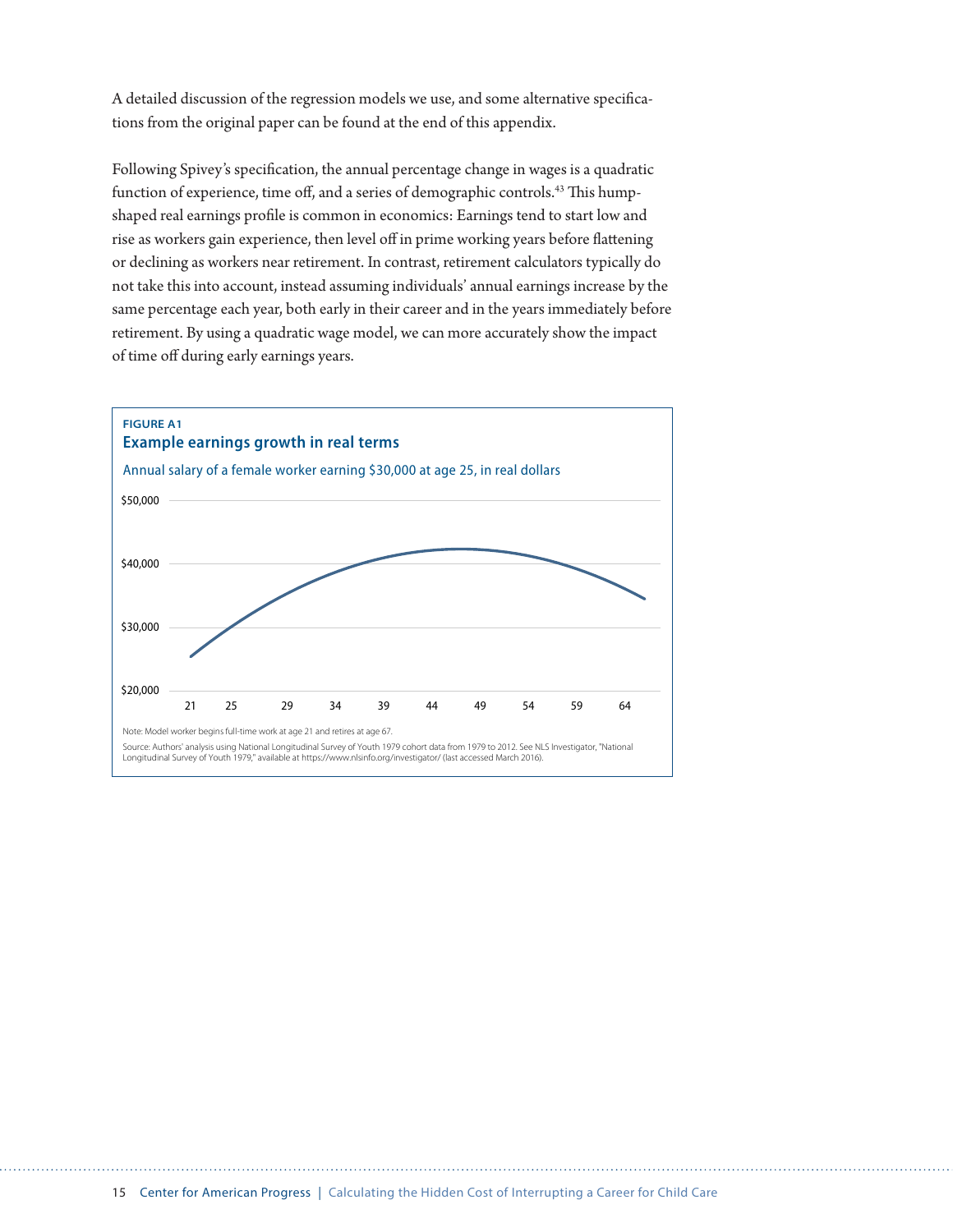A detailed discussion of the regression models we use, and some alternative specifications from the original paper can be found at the end of this appendix.

Following Spivey's specification, the annual percentage change in wages is a quadratic function of experience, time off, and a series of demographic controls.[43] This hump-shaped real earnings profile is common in economics: Earnings tend to start low and rise as workers gain experience, then level off in prime working years before flattening or declining as workers near retirement. In contrast, retirement calculators typically do not take this into account, instead assuming individuals' annual earnings increase by the same percentage each year, both early in their career and in the years immediately before retirement. By using a quadratic wage model, we can more accurately show the impact of time off during early earnings years.

**FIGURE A1**

**Example earnings growth in real terms**

Annual salary of a female worker earning $30,000 at age 25, in real dollars

Note: Model worker begins full-time work at age 21 and retires at age 67.

Source: Authors' analysis using National Longitudinal Survey of Youth 1979 cohort data from 1979 to 2012. See NLS Investigator, "National Longitudinal Survey of Youth 1979," available at https://www.nlsinfo.org/investigator/ (last accessed March 2016).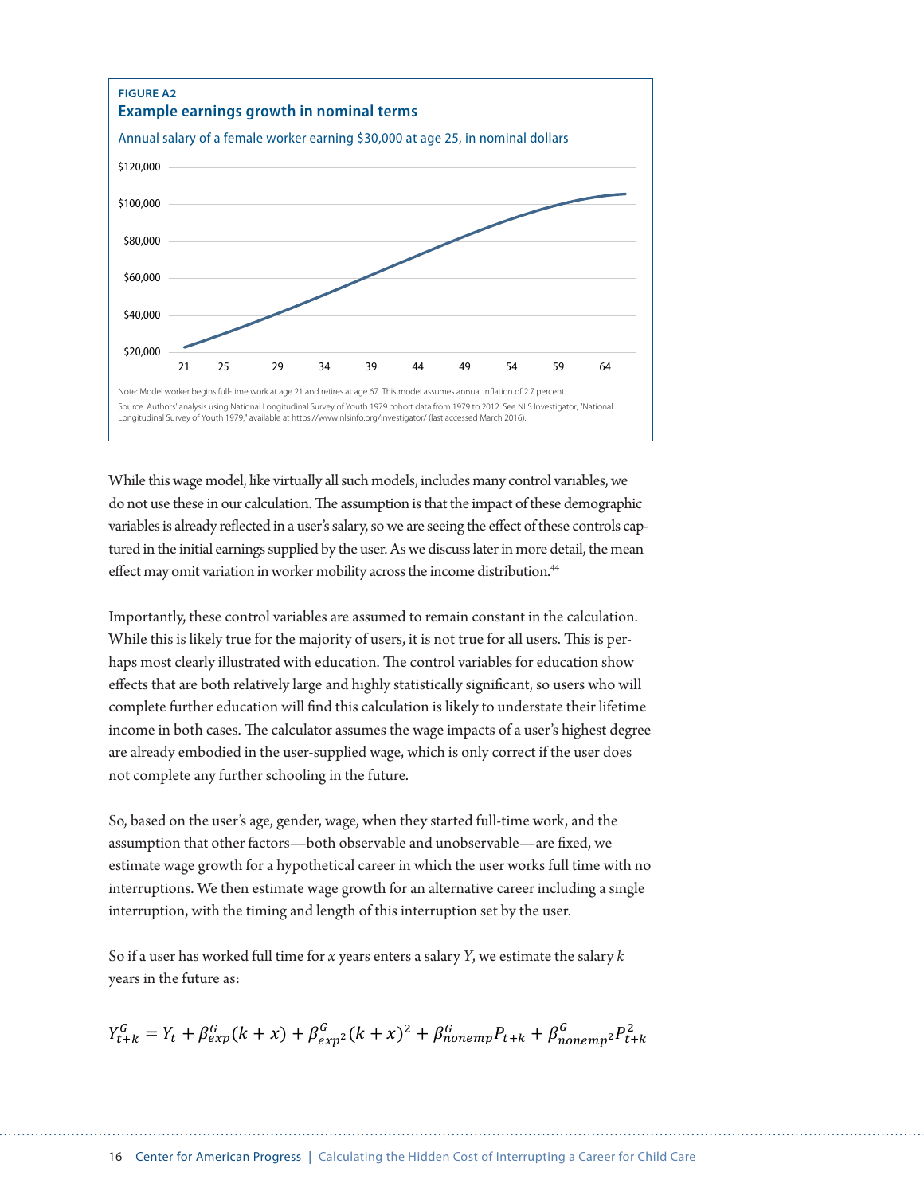**FIGURE A2**

**Example earnings growth in nominal terms**

Annual salary of a female worker earning $30,000 at age 25, in nominal dollars

Note: Model worker begins full-time work at age 21 and retires at age 67. This model assumes annual inflation of 2.7 percent.

Source: Authors' analysis using National Longitudinal Survey of Youth 1979 cohort data from 1979 to 2012. See NLS Investigator, "National Longitudinal Survey of Youth 1979," available at https://www.nlsinfo.org/investigator/ (last accessed March 2016).

While this wage model, like virtually all such models, includes many control variables, we do not use these in our calculation. The assumption is that the impact of these demographic variables is already reflected in a user's salary, so we are seeing the effect of these controls captured in the initial earnings supplied by the user. As we discuss later in more detail, the mean effect may omit variation in worker mobility across the income distribution.[44]

Importantly, these control variables are assumed to remain constant in the calculation. While this is likely true for the majority of users, it is not true for all users. This is perhaps most clearly illustrated with education. The control variables for education show effects that are both relatively large and highly statistically significant, so users who will complete further education will find this calculation is likely to understate their lifetime income in both cases. The calculator assumes the wage impacts of a user's highest degree are already embodied in the user-supplied wage, which is only correct if the user does not complete any further schooling in the future.

So, based on the user's age, gender, wage, when they started full-time work, and the assumption that other factors—both observable and unobservable—are fixed, we estimate wage growth for a hypothetical career in which the user works full time with no interruptions. We then estimate wage growth for an alternative career including a single interruption, with the timing and length of this interruption set by the user.

So if a user has worked full time for $x$ years enters a salary $Y$, we estimate the salary $k$ years in the future as:

$$Y_{t+k}^{G} = Y_t + \beta_{exp}^{G}(k+x) + \beta_{exp^2}^{G}(k+x)^2 + \beta_{nonemp}^{G}P_{t+k} + \beta_{nonemp^2}^{G}P_{t+k}^2$$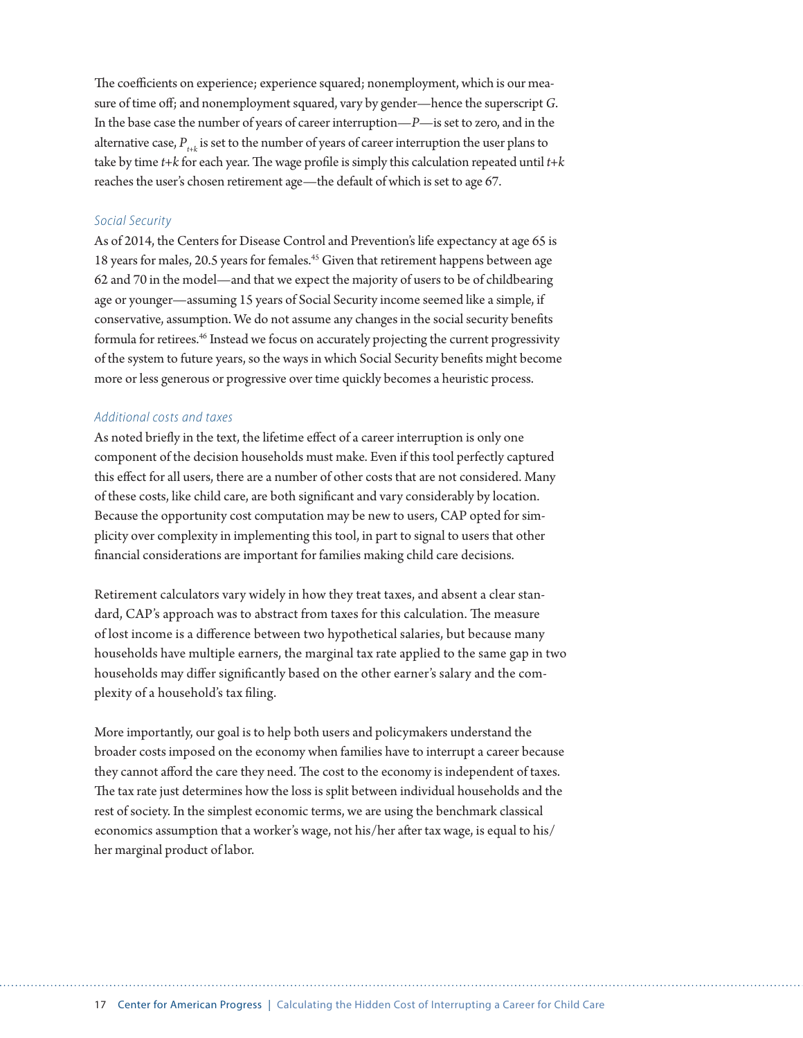The coefficients on experience; experience squared; nonemployment, which is our measure of time off; and nonemployment squared, vary by gender—hence the superscript $G$. In the base case the number of years of career interruption—$P$—is set to zero, and in the alternative case, $P_{t+k}$ is set to the number of years of career interruption the user plans to take by time $t+k$ for each year. The wage profile is simply this calculation repeated until $t+k$ reaches the user's chosen retirement age—the default of which is set to age 67.

### *Social Security*

As of 2014, the Centers for Disease Control and Prevention's life expectancy at age 65 is 18 years for males, 20.5 years for females.[45] Given that retirement happens between age 62 and 70 in the model—and that we expect the majority of users to be of childbearing age or younger—assuming 15 years of Social Security income seemed like a simple, if conservative, assumption. We do not assume any changes in the social security benefits formula for retirees.[46] Instead we focus on accurately projecting the current progressivity of the system to future years, so the ways in which Social Security benefits might become more or less generous or progressive over time quickly becomes a heuristic process.

### *Additional costs and taxes*

As noted briefly in the text, the lifetime effect of a career interruption is only one component of the decision households must make. Even if this tool perfectly captured this effect for all users, there are a number of other costs that are not considered. Many of these costs, like child care, are both significant and vary considerably by location. Because the opportunity cost computation may be new to users, CAP opted for simplicity over complexity in implementing this tool, in part to signal to users that other financial considerations are important for families making child care decisions.

Retirement calculators vary widely in how they treat taxes, and absent a clear standard, CAP's approach was to abstract from taxes for this calculation. The measure of lost income is a difference between two hypothetical salaries, but because many households have multiple earners, the marginal tax rate applied to the same gap in two households may differ significantly based on the other earner's salary and the complexity of a household's tax filing.

More importantly, our goal is to help both users and policymakers understand the broader costs imposed on the economy when families have to interrupt a career because they cannot afford the care they need. The cost to the economy is independent of taxes. The tax rate just determines how the loss is split between individual households and the rest of society. In the simplest economic terms, we are using the benchmark classical economics assumption that a worker's wage, not his/her after tax wage, is equal to his/her marginal product of labor.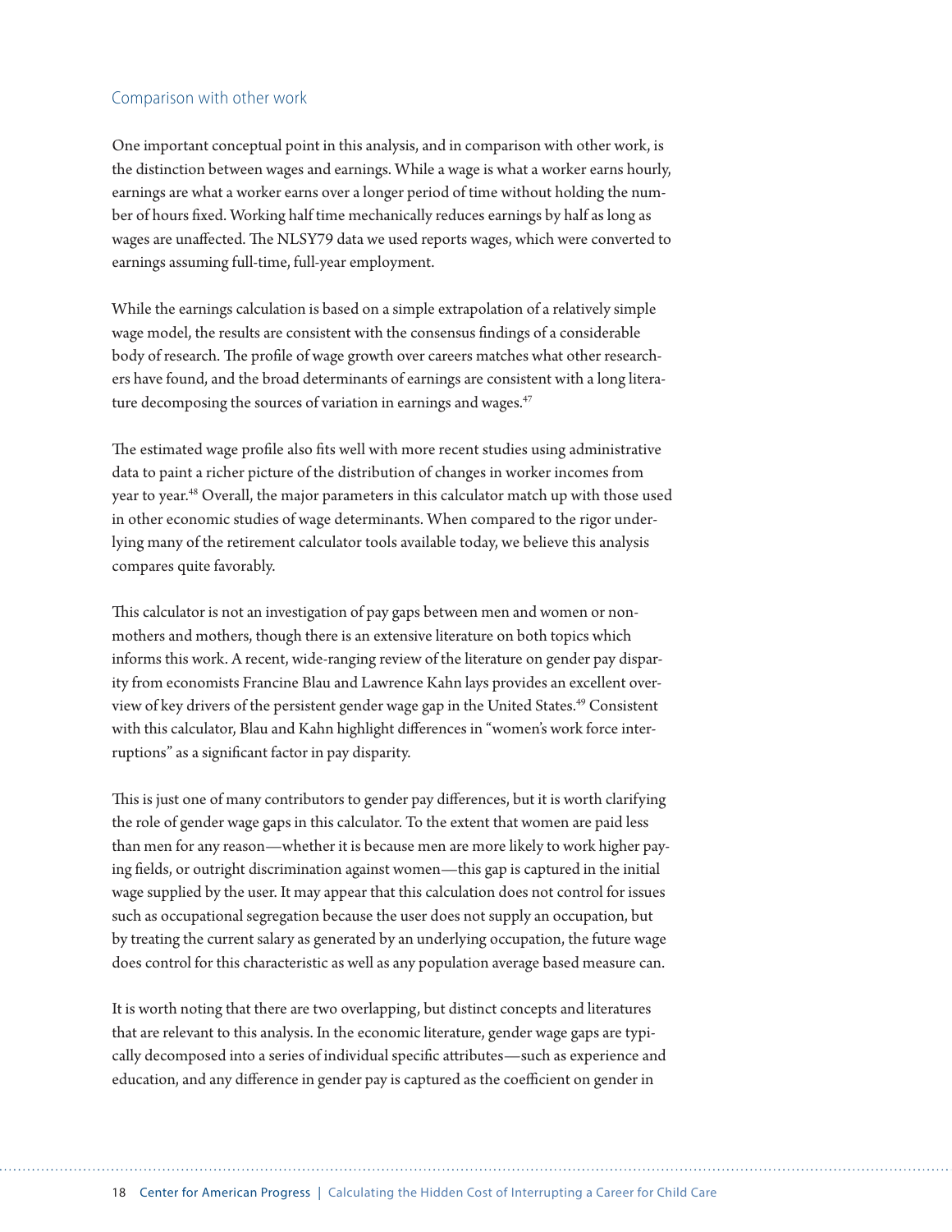## Comparison with other work

One important conceptual point in this analysis, and in comparison with other work, is the distinction between wages and earnings. While a wage is what a worker earns hourly, earnings are what a worker earns over a longer period of time without holding the number of hours fixed. Working half time mechanically reduces earnings by half as long as wages are unaffected. The NLSY79 data we used reports wages, which were converted to earnings assuming full-time, full-year employment.

While the earnings calculation is based on a simple extrapolation of a relatively simple wage model, the results are consistent with the consensus findings of a considerable body of research. The profile of wage growth over careers matches what other researchers have found, and the broad determinants of earnings are consistent with a long literature decomposing the sources of variation in earnings and wages.[47]

The estimated wage profile also fits well with more recent studies using administrative data to paint a richer picture of the distribution of changes in worker incomes from year to year.[48] Overall, the major parameters in this calculator match up with those used in other economic studies of wage determinants. When compared to the rigor underlying many of the retirement calculator tools available today, we believe this analysis compares quite favorably.

This calculator is not an investigation of pay gaps between men and women or non-mothers and mothers, though there is an extensive literature on both topics which informs this work. A recent, wide-ranging review of the literature on gender pay disparity from economists Francine Blau and Lawrence Kahn lays provides an excellent overview of key drivers of the persistent gender wage gap in the United States.[49] Consistent with this calculator, Blau and Kahn highlight differences in "women's work force interruptions" as a significant factor in pay disparity.

This is just one of many contributors to gender pay differences, but it is worth clarifying the role of gender wage gaps in this calculator. To the extent that women are paid less than men for any reason—whether it is because men are more likely to work higher paying fields, or outright discrimination against women—this gap is captured in the initial wage supplied by the user. It may appear that this calculation does not control for issues such as occupational segregation because the user does not supply an occupation, but by treating the current salary as generated by an underlying occupation, the future wage does control for this characteristic as well as any population average based measure can.

It is worth noting that there are two overlapping, but distinct concepts and literatures that are relevant to this analysis. In the economic literature, gender wage gaps are typically decomposed into a series of individual specific attributes—such as experience and education, and any difference in gender pay is captured as the coefficient on gender in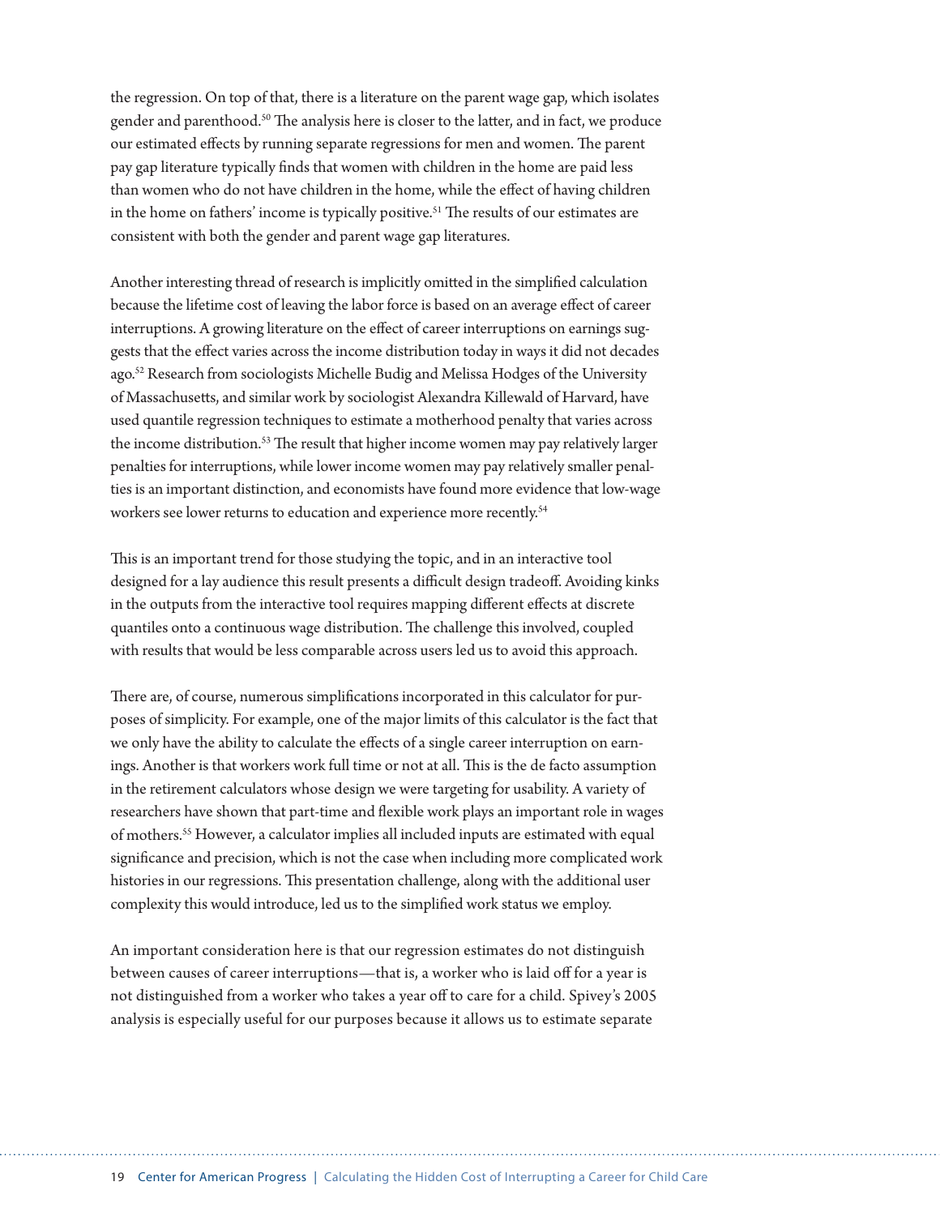the regression. On top of that, there is a literature on the parent wage gap, which isolates gender and parenthood.[50] The analysis here is closer to the latter, and in fact, we produce our estimated effects by running separate regressions for men and women. The parent pay gap literature typically finds that women with children in the home are paid less than women who do not have children in the home, while the effect of having children in the home on fathers' income is typically positive.[51] The results of our estimates are consistent with both the gender and parent wage gap literatures.

Another interesting thread of research is implicitly omitted in the simplified calculation because the lifetime cost of leaving the labor force is based on an average effect of career interruptions. A growing literature on the effect of career interruptions on earnings suggests that the effect varies across the income distribution today in ways it did not decades ago.[52] Research from sociologists Michelle Budig and Melissa Hodges of the University of Massachusetts, and similar work by sociologist Alexandra Killewald of Harvard, have used quantile regression techniques to estimate a motherhood penalty that varies across the income distribution.[53] The result that higher income women may pay relatively larger penalties for interruptions, while lower income women may pay relatively smaller penalties is an important distinction, and economists have found more evidence that low-wage workers see lower returns to education and experience more recently.[54]

This is an important trend for those studying the topic, and in an interactive tool designed for a lay audience this result presents a difficult design tradeoff. Avoiding kinks in the outputs from the interactive tool requires mapping different effects at discrete quantiles onto a continuous wage distribution. The challenge this involved, coupled with results that would be less comparable across users led us to avoid this approach.

There are, of course, numerous simplifications incorporated in this calculator for purposes of simplicity. For example, one of the major limits of this calculator is the fact that we only have the ability to calculate the effects of a single career interruption on earnings. Another is that workers work full time or not at all. This is the de facto assumption in the retirement calculators whose design we were targeting for usability. A variety of researchers have shown that part-time and flexible work plays an important role in wages of mothers.[55] However, a calculator implies all included inputs are estimated with equal significance and precision, which is not the case when including more complicated work histories in our regressions. This presentation challenge, along with the additional user complexity this would introduce, led us to the simplified work status we employ.

An important consideration here is that our regression estimates do not distinguish between causes of career interruptions—that is, a worker who is laid off for a year is not distinguished from a worker who takes a year off to care for a child. Spivey's 2005 analysis is especially useful for our purposes because it allows us to estimate separate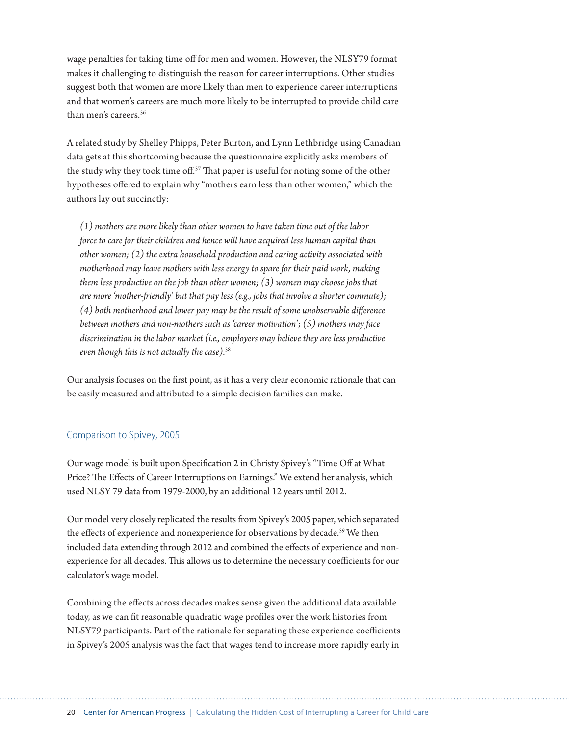wage penalties for taking time off for men and women. However, the NLSY79 format makes it challenging to distinguish the reason for career interruptions. Other studies suggest both that women are more likely than men to experience career interruptions and that women's careers are much more likely to be interrupted to provide child care than men's careers.[56]

A related study by Shelley Phipps, Peter Burton, and Lynn Lethbridge using Canadian data gets at this shortcoming because the questionnaire explicitly asks members of the study why they took time off.[57] That paper is useful for noting some of the other hypotheses offered to explain why "mothers earn less than other women," which the authors lay out succinctly:

> *(1) mothers are more likely than other women to have taken time out of the labor force to care for their children and hence will have acquired less human capital than other women; (2) the extra household production and caring activity associated with motherhood may leave mothers with less energy to spare for their paid work, making them less productive on the job than other women; (3) women may choose jobs that are more 'mother-friendly' but that pay less (e.g., jobs that involve a shorter commute); (4) both motherhood and lower pay may be the result of some unobservable difference between mothers and non-mothers such as 'career motivation'; (5) mothers may face discrimination in the labor market (i.e., employers may believe they are less productive even though this is not actually the case).*[58]

Our analysis focuses on the first point, as it has a very clear economic rationale that can be easily measured and attributed to a simple decision families can make.

### Comparison to Spivey, 2005

Our wage model is built upon Specification 2 in Christy Spivey's "Time Off at What Price? The Effects of Career Interruptions on Earnings." We extend her analysis, which used NLSY 79 data from 1979-2000, by an additional 12 years until 2012.

Our model very closely replicated the results from Spivey's 2005 paper, which separated the effects of experience and nonexperience for observations by decade.[59] We then included data extending through 2012 and combined the effects of experience and non-experience for all decades. This allows us to determine the necessary coefficients for our calculator's wage model.

Combining the effects across decades makes sense given the additional data available today, as we can fit reasonable quadratic wage profiles over the work histories from NLSY79 participants. Part of the rationale for separating these experience coefficients in Spivey's 2005 analysis was the fact that wages tend to increase more rapidly early in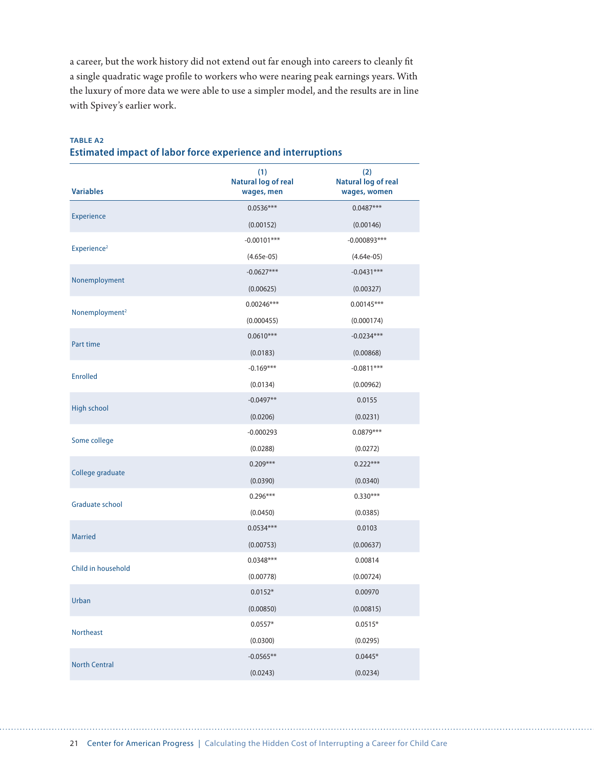a career, but the work history did not extend out far enough into careers to cleanly fit a single quadratic wage profile to workers who were nearing peak earnings years. With the luxury of more data we were able to use a simpler model, and the results are in line with Spivey's earlier work.

**TABLE A2**

**Estimated impact of labor force experience and interruptions**

| Variables | (1) Natural log of real wages, men | (2) Natural log of real wages, women |
|---|---|---|
| Experience | 0.0536*** | 0.0487*** |
| | (0.00152) | (0.00146) |
| $\text{Experience}^2$ | -0.00101*** | -0.000893*** |
| | (4.65e-05) | (4.64e-05) |
| Nonemployment | -0.0627*** | -0.0431*** |
| | (0.00625) | (0.00327) |
| $\text{Nonemployment}^2$ | 0.00246*** | 0.00145*** |
| | (0.000455) | (0.000174) |
| Part time | 0.0610*** | -0.0234*** |
| | (0.0183) | (0.00868) |
| Enrolled | -0.169*** | -0.0811*** |
| | (0.0134) | (0.00962) |
| High school | -0.0497** | 0.0155 |
| | (0.0206) | (0.0231) |
| Some college | -0.000293 | 0.0879*** |
| | (0.0288) | (0.0272) |
| College graduate | 0.209*** | 0.222*** |
| | (0.0390) | (0.0340) |
| Graduate school | 0.296*** | 0.330*** |
| | (0.0450) | (0.0385) |
| Married | 0.0534*** | 0.0103 |
| | (0.00753) | (0.00637) |
| Child in household | 0.0348*** | 0.00814 |
| | (0.00778) | (0.00724) |
| Urban | 0.0152* | 0.00970 |
| | (0.00850) | (0.00815) |
| Northeast | 0.0557* | 0.0515* |
| | (0.0300) | (0.0295) |
| North Central | -0.0565** | 0.0445* |
| | (0.0243) | (0.0234) |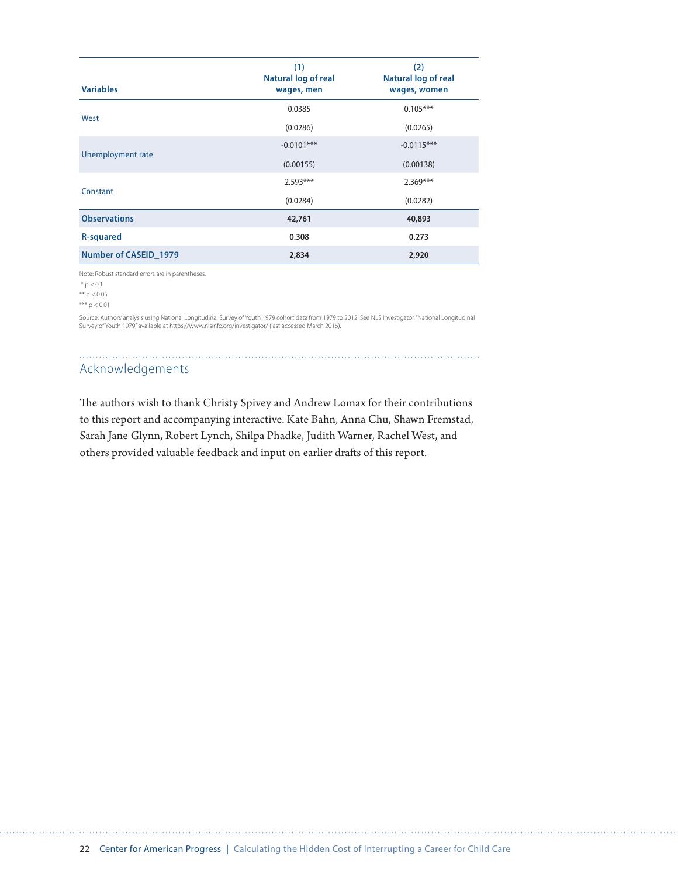| Variables | (1) Natural log of real wages, men | (2) Natural log of real wages, women |
|---|---|---|
| West | 0.0385 | 0.105*** |
| | (0.0286) | (0.0265) |
| Unemployment rate | -0.0101*** | -0.0115*** |
| | (0.00155) | (0.00138) |
| Constant | 2.593*** | 2.369*** |
| | (0.0284) | (0.0282) |
| **Observations** | **42,761** | **40,893** |
| **R-squared** | **0.308** | **0.273** |
| **Number of CASEID_1979** | **2,834** | **2,920** |

Note: Robust standard errors are in parentheses.

* $p < 0.1$

** $p < 0.05$

*** $p < 0.01$

Source: Authors' analysis using National Longitudinal Survey of Youth 1979 cohort data from 1979 to 2012. See NLS Investigator, "National Longitudinal Survey of Youth 1979," available at https://www.nlsinfo.org/investigator/ (last accessed March 2016).

## Acknowledgements

The authors wish to thank Christy Spivey and Andrew Lomax for their contributions to this report and accompanying interactive. Kate Bahn, Anna Chu, Shawn Fremstad, Sarah Jane Glynn, Robert Lynch, Shilpa Phadke, Judith Warner, Rachel West, and others provided valuable feedback and input on earlier drafts of this report.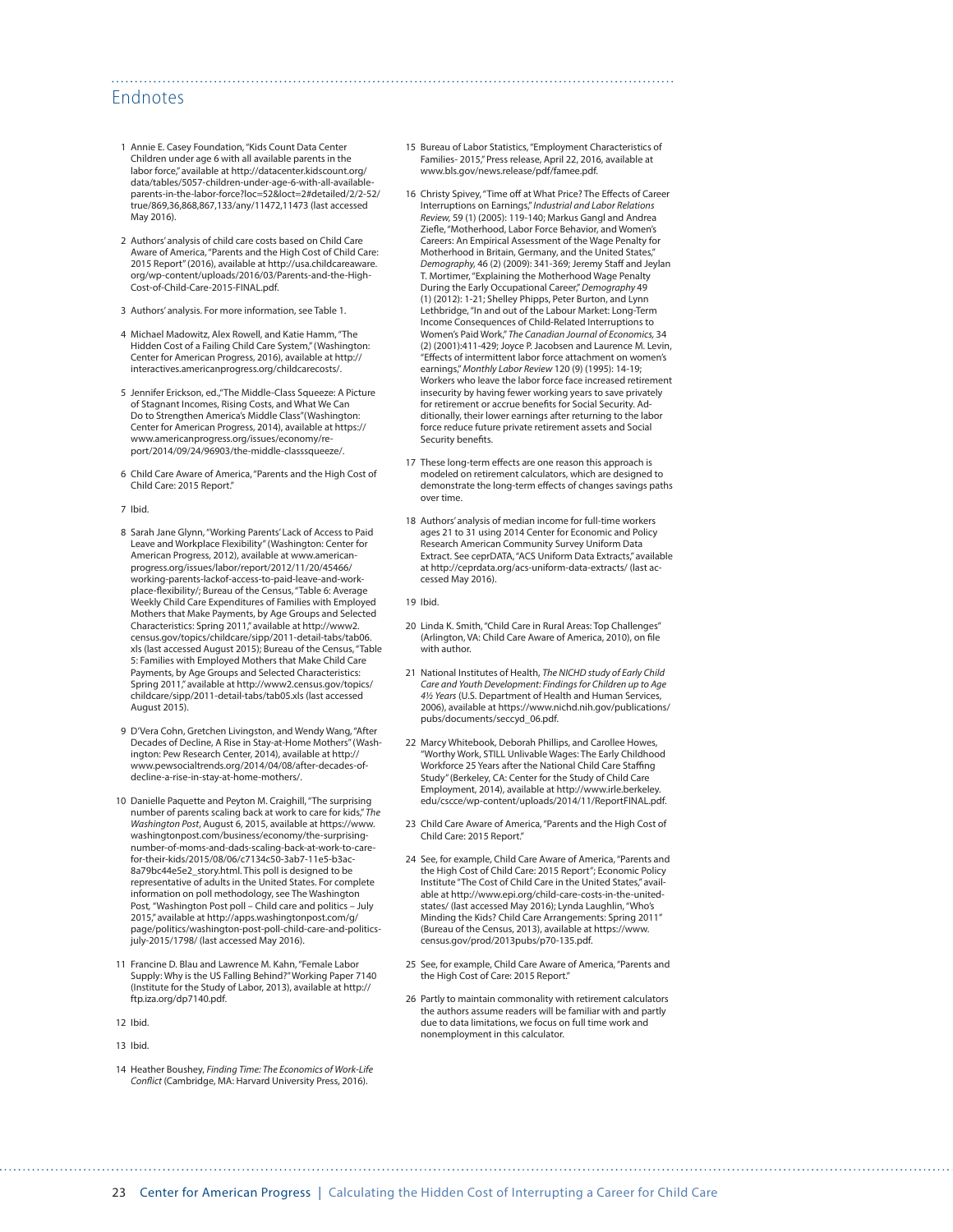## Endnotes

1 Annie E. Casey Foundation, "Kids Count Data Center Children under age 6 with all available parents in the labor force," available at http://datacenter.kidscount.org/data/tables/5057-children-under-age-6-with-all-available-parents-in-the-labor-force?loc=52&loct=2#detailed/2/2-52/true/869,36,868,867,133/any/11472,11473 (last accessed May 2016).

2 Authors' analysis of child care costs based on Child Care Aware of America, "Parents and the High Cost of Child Care: 2015 Report" (2016), available at http://usa.childcareaware.org/wp-content/uploads/2016/03/Parents-and-the-High-Cost-of-Child-Care-2015-FINAL.pdf.

3 Authors' analysis. For more information, see Table 1.

4 Michael Madowitz, Alex Rowell, and Katie Hamm, "The Hidden Cost of a Failing Child Care System," (Washington: Center for American Progress, 2016), available at http://interactives.americanprogress.org/childcarecosts/.

5 Jennifer Erickson, ed.,"The Middle-Class Squeeze: A Picture of Stagnant Incomes, Rising Costs, and What We Can Do to Strengthen America's Middle Class"(Washington: Center for American Progress, 2014), available at https://www.americanprogress.org/issues/economy/report/2014/09/24/96903/the-middle-classsqueeze/.

6 Child Care Aware of America, "Parents and the High Cost of Child Care: 2015 Report."

7 Ibid.

8 Sarah Jane Glynn, "Working Parents' Lack of Access to Paid Leave and Workplace Flexibility" (Washington: Center for American Progress, 2012), available at www.americanprogress.org/issues/labor/report/2012/11/20/45466/working-parents-lackof-access-to-paid-leave-and-workplace-flexibility/; Bureau of the Census, "Table 6: Average Weekly Child Care Expenditures of Families with Employed Mothers that Make Payments, by Age Groups and Selected Characteristics: Spring 2011," available at http://www2.census.gov/topics/childcare/sipp/2011-detail-tabs/tab06.xls (last accessed August 2015); Bureau of the Census, "Table 5: Families with Employed Mothers that Make Child Care Payments, by Age Groups and Selected Characteristics: Spring 2011," available at http://www2.census.gov/topics/childcare/sipp/2011-detail-tabs/tab05.xls (last accessed August 2015).

9 D'Vera Cohn, Gretchen Livingston, and Wendy Wang, "After Decades of Decline, A Rise in Stay-at-Home Mothers" (Washington: Pew Research Center, 2014), available at http://www.pewsocialtrends.org/2014/04/08/after-decades-of-decline-a-rise-in-stay-at-home-mothers/.

10 Danielle Paquette and Peyton M. Craighill, "The surprising number of parents scaling back at work to care for kids," *The Washington Post*, August 6, 2015, available at https://www.washingtonpost.com/business/economy/the-surprising-number-of-moms-and-dads-scaling-back-at-work-to-care-for-their-kids/2015/08/06/c7134c50-3ab7-11e5-b3ac-8a79bc44e5e2_story.html. This poll is designed to be representative of adults in the United States. For complete information on poll methodology, see The Washington Post, "Washington Post poll – Child care and politics – July 2015," available at http://apps.washingtonpost.com/g/page/politics/washington-post-poll-child-care-and-politics-july-2015/1798/ (last accessed May 2016).

11 Francine D. Blau and Lawrence M. Kahn, "Female Labor Supply: Why is the US Falling Behind?" Working Paper 7140 (Institute for the Study of Labor, 2013), available at http://ftp.iza.org/dp7140.pdf.

12 Ibid.

13 Ibid.

14 Heather Boushey, *Finding Time: The Economics of Work-Life Conflict* (Cambridge, MA: Harvard University Press, 2016).

15 Bureau of Labor Statistics, "Employment Characteristics of Families- 2015," Press release, April 22, 2016, available at www.bls.gov/news.release/pdf/famee.pdf.

16 Christy Spivey, "Time off at What Price? The Effects of Career Interruptions on Earnings," *Industrial and Labor Relations Review,* 59 (1) (2005): 119-140; Markus Gangl and Andrea Ziefle, "Motherhood, Labor Force Behavior, and Women's Careers: An Empirical Assessment of the Wage Penalty for Motherhood in Britain, Germany, and the United States," *Demography,* 46 (2) (2009): 341-369; Jeremy Staff and Jeylan T. Mortimer, "Explaining the Motherhood Wage Penalty During the Early Occupational Career," *Demography* 49 (1) (2012): 1-21; Shelley Phipps, Peter Burton, and Lynn Lethbridge, "In and out of the Labour Market: Long-Term Income Consequences of Child-Related Interruptions to Women's Paid Work," *The Canadian Journal of Economics,* 34 (2) (2001):411-429; Joyce P. Jacobsen and Laurence M. Levin, "Effects of intermittent labor force attachment on women's earnings," *Monthly Labor Review* 120 (9) (1995): 14-19; Workers who leave the labor force face increased retirement insecurity by having fewer working years to save privately for retirement or accrue benefits for Social Security. Additionally, their lower earnings after returning to the labor force reduce future private retirement assets and Social Security benefits.

17 These long-term effects are one reason this approach is modeled on retirement calculators, which are designed to demonstrate the long-term effects of changes savings paths over time.

18 Authors' analysis of median income for full-time workers ages 21 to 31 using 2014 Center for Economic and Policy Research American Community Survey Uniform Data Extract. See ceprDATA, "ACS Uniform Data Extracts," available at http://ceprdata.org/acs-uniform-data-extracts/ (last accessed May 2016).

19 Ibid.

20 Linda K. Smith, "Child Care in Rural Areas: Top Challenges" (Arlington, VA: Child Care Aware of America, 2010), on file with author.

21 National Institutes of Health, *The NICHD study of Early Child Care and Youth Development: Findings for Children up to Age 4½ Years* (U.S. Department of Health and Human Services, 2006), available at https://www.nichd.nih.gov/publications/pubs/documents/seccyd_06.pdf.

22 Marcy Whitebook, Deborah Phillips, and Carollee Howes, "Worthy Work, STILL Unlivable Wages: The Early Childhood Workforce 25 Years after the National Child Care Staffing Study" (Berkeley, CA: Center for the Study of Child Care Employment, 2014), available at http://www.irle.berkeley.edu/cscce/wp-content/uploads/2014/11/ReportFINAL.pdf.

23 Child Care Aware of America, "Parents and the High Cost of Child Care: 2015 Report."

24 See, for example, Child Care Aware of America, "Parents and the High Cost of Child Care: 2015 Report"; Economic Policy Institute "The Cost of Child Care in the United States," available at http://www.epi.org/child-care-costs-in-the-united-states/ (last accessed May 2016); Lynda Laughlin, "Who's Minding the Kids? Child Care Arrangements: Spring 2011" (Bureau of the Census, 2013), available at https://www.census.gov/prod/2013pubs/p70-135.pdf.

25 See, for example, Child Care Aware of America, "Parents and the High Cost of Care: 2015 Report."

26 Partly to maintain commonality with retirement calculators the authors assume readers will be familiar with and partly due to data limitations, we focus on full time work and nonemployment in this calculator.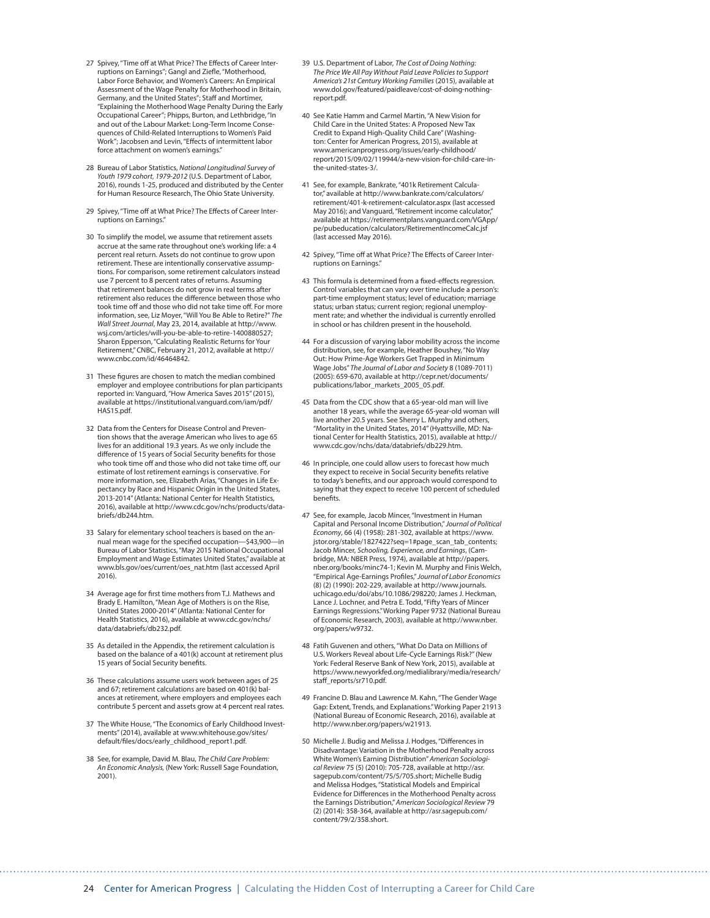27 Spivey, "Time off at What Price? The Effects of Career Interruptions on Earnings"; Gangl and Ziefle, "Motherhood, Labor Force Behavior, and Women's Careers: An Empirical Assessment of the Wage Penalty for Motherhood in Britain, Germany, and the United States"; Staff and Mortimer, "Explaining the Motherhood Wage Penalty During the Early Occupational Career"; Phipps, Burton, and Lethbridge, "In and out of the Labour Market: Long-Term Income Consequences of Child-Related Interruptions to Women's Paid Work"; Jacobsen and Levin, "Effects of intermittent labor force attachment on women's earnings."

28 Bureau of Labor Statistics, *National Longitudinal Survey of Youth 1979 cohort, 1979-2012* (U.S. Department of Labor, 2016), rounds 1-25, produced and distributed by the Center for Human Resource Research, The Ohio State University.

29 Spivey, "Time off at What Price? The Effects of Career Interruptions on Earnings."

30 To simplify the model, we assume that retirement assets accrue at the same rate throughout one's working life: a 4 percent real return. Assets do not continue to grow upon retirement. These are intentionally conservative assumptions. For comparison, some retirement calculators instead use 7 percent to 8 percent rates of returns. Assuming that retirement balances do not grow in real terms after retirement also reduces the difference between those who took time off and those who did not take time off. For more information, see, Liz Moyer, "Will You Be Able to Retire?" *The Wall Street Journal*, May 23, 2014, available at http://www.wsj.com/articles/will-you-be-able-to-retire-1400880527; Sharon Epperson, "Calculating Realistic Returns for Your Retirement," CNBC, February 21, 2012, available at http://www.cnbc.com/id/46464842.

31 These figures are chosen to match the median combined employer and employee contributions for plan participants reported in: Vanguard, "How America Saves 2015" (2015), available at https://institutional.vanguard.com/iam/pdf/HAS15.pdf.

32 Data from the Centers for Disease Control and Prevention shows that the average American who lives to age 65 lives for an additional 19.3 years. As we only include the difference of 15 years of Social Security benefits for those who took time off and those who did not take time off, our estimate of lost retirement earnings is conservative. For more information, see, Elizabeth Arias, "Changes in Life Expectancy by Race and Hispanic Origin in the United States, 2013-2014" (Atlanta: National Center for Health Statistics, 2016), available at http://www.cdc.gov/nchs/products/databriefs/db244.htm.

33 Salary for elementary school teachers is based on the annual mean wage for the specified occupation—$43,900—in Bureau of Labor Statistics, "May 2015 National Occupational Employment and Wage Estimates United States," available at www.bls.gov/oes/current/oes_nat.htm (last accessed April 2016).

34 Average age for first time mothers from T.J. Mathews and Brady E. Hamilton, "Mean Age of Mothers is on the Rise, United States 2000-2014" (Atlanta: National Center for Health Statistics, 2016), available at www.cdc.gov/nchs/data/databriefs/db232.pdf.

35 As detailed in the Appendix, the retirement calculation is based on the balance of a 401(k) account at retirement plus 15 years of Social Security benefits.

36 These calculations assume users work between ages of 25 and 67; retirement calculations are based on 401(k) balances at retirement, where employers and employees each contribute 5 percent and assets grow at 4 percent real rates.

37 The White House, "The Economics of Early Childhood Investments" (2014), available at www.whitehouse.gov/sites/default/files/docs/early_childhood_report1.pdf.

38 See, for example, David M. Blau, *The Child Care Problem: An Economic Analysis*, (New York: Russell Sage Foundation, 2001).

39 U.S. Department of Labor, *The Cost of Doing Nothing: The Price We All Pay Without Paid Leave Policies to Support America's 21st Century Working Families* (2015), available at www.dol.gov/featured/paidleave/cost-of-doing-nothing-report.pdf.

40 See Katie Hamm and Carmel Martin, "A New Vision for Child Care in the United States: A Proposed New Tax Credit to Expand High-Quality Child Care" (Washington: Center for American Progress, 2015), available at www.americanprogress.org/issues/early-childhood/report/2015/09/02/119944/a-new-vision-for-child-care-in-the-united-states-3/.

41 See, for example, Bankrate, "401k Retirement Calculator," available at http://www.bankrate.com/calculators/retirement/401-k-retirement-calculator.aspx (last accessed May 2016); and Vanguard, "Retirement income calculator," available at https://retirementplans.vanguard.com/VGApp/pe/pubeducation/calculators/RetirementIncomeCalc.jsf (last accessed May 2016).

42 Spivey, "Time off at What Price? The Effects of Career Interruptions on Earnings."

43 This formula is determined from a fixed-effects regression. Control variables that can vary over time include a person's: part-time employment status; level of education; marriage status; urban status; current region; regional unemployment rate; and whether the individual is currently enrolled in school or has children present in the household.

44 For a discussion of varying labor mobility across the income distribution, see, for example, Heather Boushey, "No Way Out: How Prime-Age Workers Get Trapped in Minimum Wage Jobs" *The Journal of Labor and Society* 8 (1089-7011) (2005): 659-670, available at http://cepr.net/documents/publications/labor_markets_2005_05.pdf.

45 Data from the CDC show that a 65-year-old man will live another 18 years, while the average 65-year-old woman will live another 20.5 years. See Sherry L. Murphy and others, "Mortality in the United States, 2014" (Hyattsville, MD: National Center for Health Statistics, 2015), available at http://www.cdc.gov/nchs/data/databriefs/db229.htm.

46 In principle, one could allow users to forecast how much they expect to receive in Social Security benefits relative to today's benefits, and our approach would correspond to saying that they expect to receive 100 percent of scheduled benefits.

47 See, for example, Jacob Mincer, "Investment in Human Capital and Personal Income Distribution," *Journal of Political Economy*, 66 (4) (1958): 281-302, available at https://www.jstor.org/stable/1827422?seq=1#page_scan_tab_contents; Jacob Mincer, *Schooling, Experience, and Earnings*, (Cambridge, MA: NBER Press, 1974), available at http://papers.nber.org/books/minc74-1; Kevin M. Murphy and Finis Welch, "Empirical Age-Earnings Profiles," *Journal of Labor Economics* (8) (2) (1990): 202-229, available at http://www.journals.uchicago.edu/doi/abs/10.1086/298220; James J. Heckman, Lance J. Lochner, and Petra E. Todd, "Fifty Years of Mincer Earnings Regressions." Working Paper 9732 (National Bureau of Economic Research, 2003), available at http://www.nber.org/papers/w9732.

48 Fatih Guvenen and others, "What Do Data on Millions of U.S. Workers Reveal about Life-Cycle Earnings Risk?" (New York: Federal Reserve Bank of New York, 2015), available at https://www.newyorkfed.org/medialibrary/media/research/staff_reports/sr710.pdf.

49 Francine D. Blau and Lawrence M. Kahn, "The Gender Wage Gap: Extent, Trends, and Explanations." Working Paper 21913 (National Bureau of Economic Research, 2016), available at http://www.nber.org/papers/w21913.

50 Michelle J. Budig and Melissa J. Hodges, "Differences in Disadvantage: Variation in the Motherhood Penalty across White Women's Earning Distribution" *American Sociological Review* 75 (5) (2010): 705-728, available at http://asr.sagepub.com/content/75/5/705.short; Michelle Budig and Melissa Hodges, "Statistical Models and Empirical Evidence for Differences in the Motherhood Penalty across the Earnings Distribution," *American Sociological Review* 79 (2) (2014): 358-364, available at http://asr.sagepub.com/content/79/2/358.short.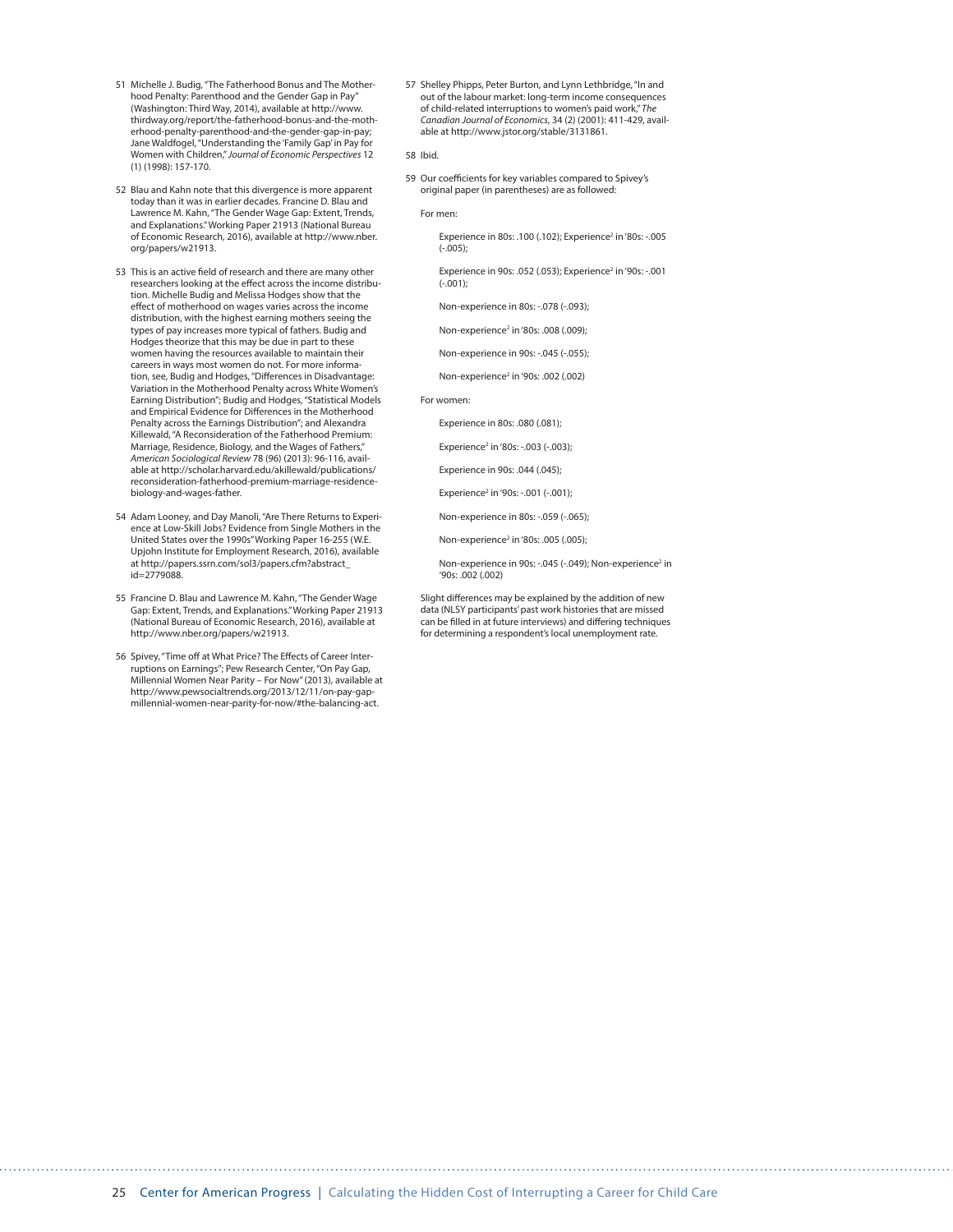51 Michelle J. Budig, "The Fatherhood Bonus and The Motherhood Penalty: Parenthood and the Gender Gap in Pay" (Washington: Third Way, 2014), available at http://www.thirdway.org/report/the-fatherhood-bonus-and-the-motherhood-penalty-parenthood-and-the-gender-gap-in-pay; Jane Waldfogel, "Understanding the 'Family Gap' in Pay for Women with Children," *Journal of Economic Perspectives* 12 (1) (1998): 157-170.

52 Blau and Kahn note that this divergence is more apparent today than it was in earlier decades. Francine D. Blau and Lawrence M. Kahn, "The Gender Wage Gap: Extent, Trends, and Explanations." Working Paper 21913 (National Bureau of Economic Research, 2016), available at http://www.nber.org/papers/w21913.

53 This is an active field of research and there are many other researchers looking at the effect across the income distribution. Michelle Budig and Melissa Hodges show that the effect of motherhood on wages varies across the income distribution, with the highest earning mothers seeing the types of pay increases more typical of fathers. Budig and Hodges theorize that this may be due in part to these women having the resources available to maintain their careers in ways most women do not. For more information, see, Budig and Hodges, "Differences in Disadvantage: Variation in the Motherhood Penalty across White Women's Earning Distribution"; Budig and Hodges, "Statistical Models and Empirical Evidence for Differences in the Motherhood Penalty across the Earnings Distribution"; and Alexandra Killewald, "A Reconsideration of the Fatherhood Premium: Marriage, Residence, Biology, and the Wages of Fathers," *American Sociological Review* 78 (96) (2013): 96-116, available at http://scholar.harvard.edu/akillewald/publications/reconsideration-fatherhood-premium-marriage-residence-biology-and-wages-father.

54 Adam Looney, and Day Manoli, "Are There Returns to Experience at Low-Skill Jobs? Evidence from Single Mothers in the United States over the 1990s" Working Paper 16-255 (W.E. Upjohn Institute for Employment Research, 2016), available at http://papers.ssrn.com/sol3/papers.cfm?abstract_id=2779088.

55 Francine D. Blau and Lawrence M. Kahn, "The Gender Wage Gap: Extent, Trends, and Explanations." Working Paper 21913 (National Bureau of Economic Research, 2016), available at http://www.nber.org/papers/w21913.

56 Spivey, "Time off at What Price? The Effects of Career Interruptions on Earnings"; Pew Research Center, "On Pay Gap, Millennial Women Near Parity – For Now" (2013), available at http://www.pewsocialtrends.org/2013/12/11/on-pay-gap-millennial-women-near-parity-for-now/#the-balancing-act.

57 Shelley Phipps, Peter Burton, and Lynn Lethbridge, "In and out of the labour market: long-term income consequences of child-related interruptions to women's paid work," *The Canadian Journal of Economics*, 34 (2) (2001): 411-429, available at http://www.jstor.org/stable/3131861.

58 Ibid.

59 Our coefficients for key variables compared to Spivey's original paper (in parentheses) are as followed:

For men:

Experience in 80s: .100 (.102); Experience$^2$ in '80s: -.005 (-.005);

Experience in 90s: .052 (.053); Experience$^2$ in '90s: -.001 (-.001);

Non-experience in 80s: -.078 (-.093);

Non-experience$^2$ in '80s: .008 (.009);

Non-experience in 90s: -.045 (-.055);

Non-experience$^2$ in '90s: .002 (.002)

For women:

Experience in 80s: .080 (.081);

Experience$^2$ in '80s: -.003 (-.003);

Experience in 90s: .044 (.045);

Experience$^2$ in '90s: -.001 (-.001);

Non-experience in 80s: -.059 (-.065);

Non-experience$^2$ in '80s: .005 (.005);

Non-experience in 90s: -.045 (-.049); Non-experience$^2$ in '90s: .002 (.002)

Slight differences may be explained by the addition of new data (NLSY participants' past work histories that are missed can be filled in at future interviews) and differing techniques for determining a respondent's local unemployment rate.